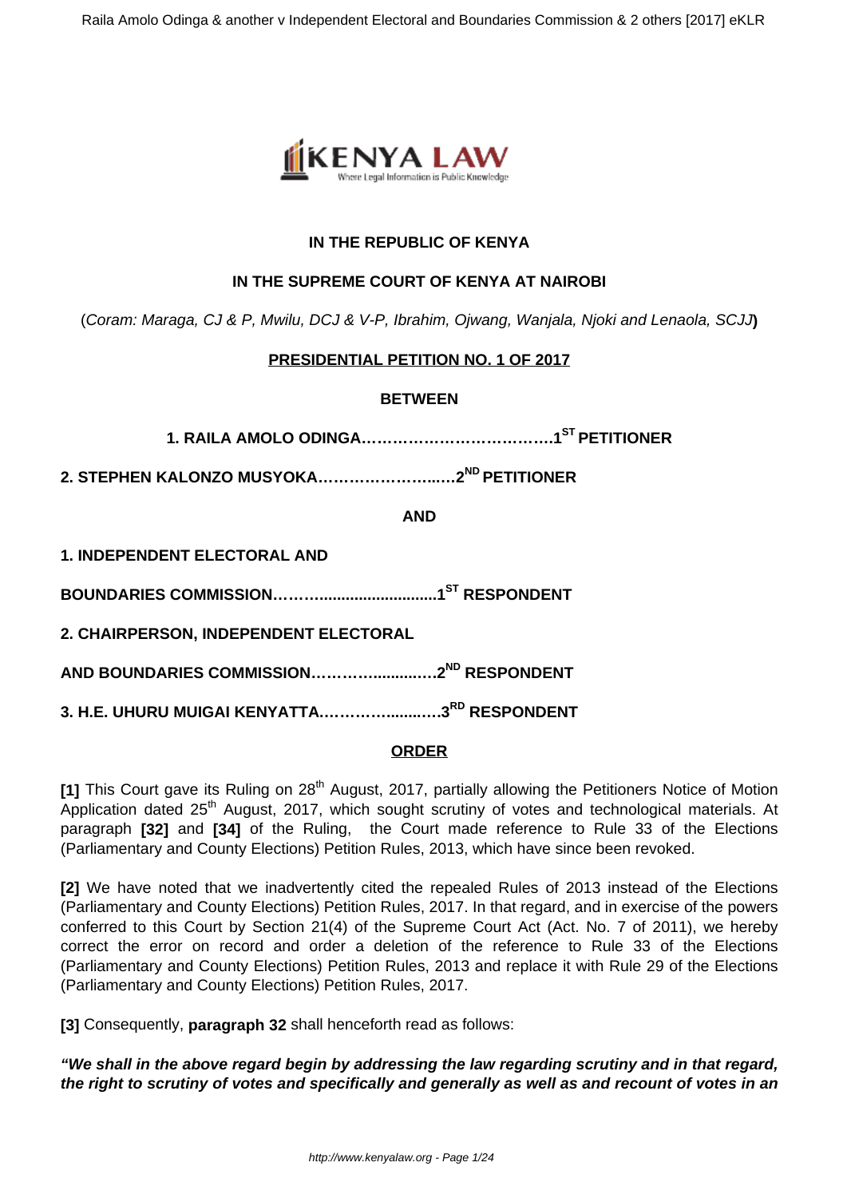**IN THE REPUBLIC OF KENYA**

**IN THE SUPREME COURT OF KENYA AT NAIROBI**

(*Coram: Maraga, CJ & P, Mwilu, DCJ & V-P, Ibrahim, Ojwang, Wanjala, Njoki and Lenaola, SCJJ*)

**PRESIDENTIAL PETITION NO. 1 OF 2017**

**BETWEEN**

**1. RAILA AMOLO ODINGA……………………………….1ST PETITIONER**

**2. STEPHEN KALONZO MUSYOKA……………………..…2ND PETITIONER**

**AND**

**1. INDEPENDENT ELECTORAL AND**

**BOUNDARIES COMMISSION……….........................1ST RESPONDENT**

**2. CHAIRPERSON, INDEPENDENT ELECTORAL**

**AND BOUNDARIES COMMISSION……….........…….2ND RESPONDENT**

**3. H.E. UHURU MUIGAI KENYATTA……….….......….3RD RESPONDENT**

**ORDER**

**[1]** This Court gave its Ruling on 28th August, 2017, partially allowing the Petitioners Notice of Motion Application dated 25th August, 2017, which sought scrutiny of votes and technological materials. At paragraph **[32]** and **[34]** of the Ruling, the Court made reference to Rule 33 of the Elections (Parliamentary and County Elections) Petition Rules, 2013, which have since been revoked.

**[2]** We have noted that we inadvertently cited the repealed Rules of 2013 instead of the Elections (Parliamentary and County Elections) Petition Rules, 2017. In that regard, and in exercise of the powers conferred to this Court by Section 21(4) of the Supreme Court Act (Act. No. 7 of 2011), we hereby correct the error on record and order a deletion of the reference to Rule 33 of the Elections (Parliamentary and County Elections) Petition Rules, 2013 and replace it with Rule 29 of the Elections (Parliamentary and County Elections) Petition Rules, 2017.

**[3]** Consequently, **paragraph 32** shall henceforth read as follows:

***"We shall in the above regard begin by addressing the law regarding scrutiny and in that regard, the right to scrutiny of votes and specifically and generally as well as and recount of votes in an***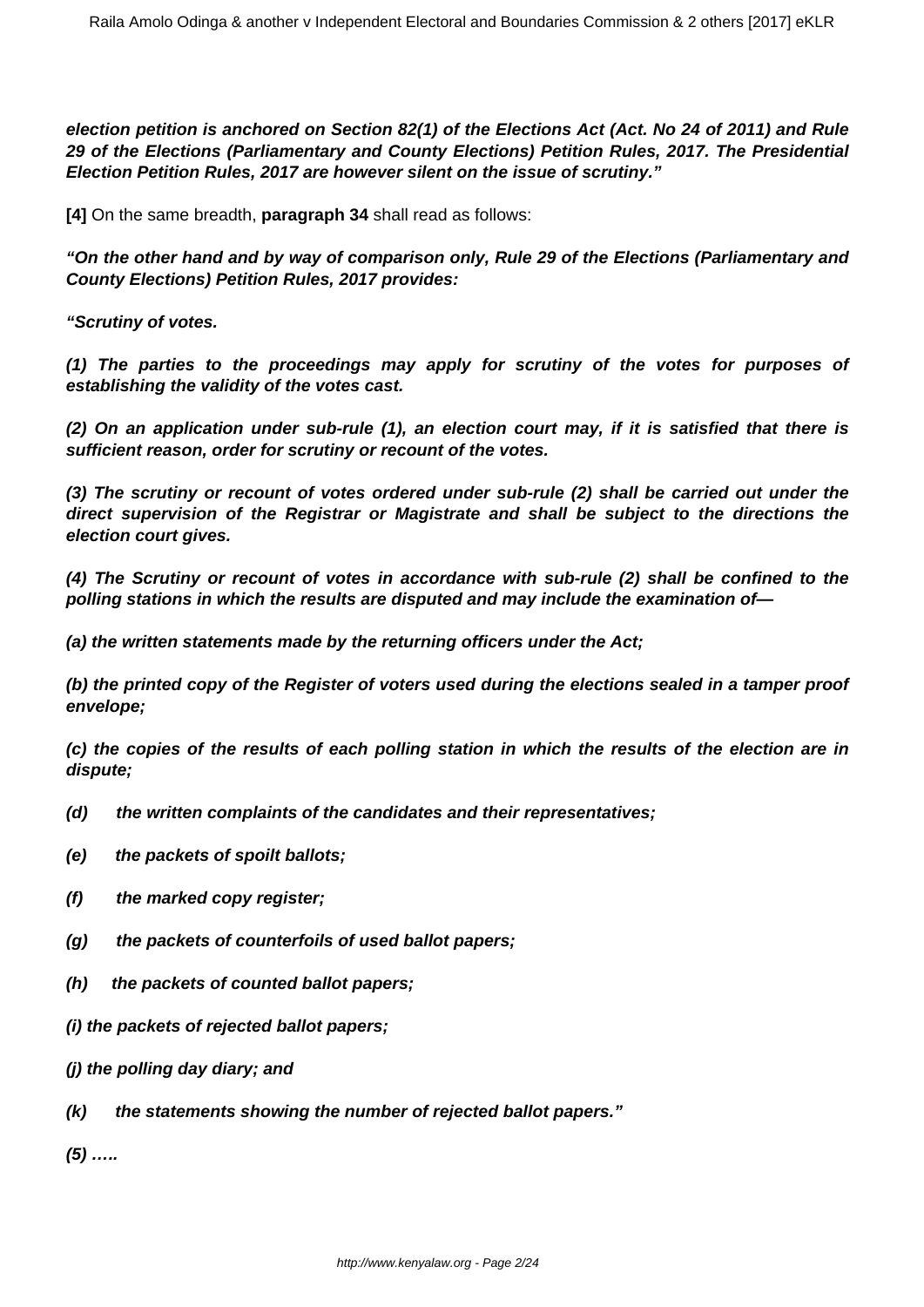***election petition is anchored on Section 82(1) of the Elections Act (Act. No 24 of 2011) and Rule 29 of the Elections (Parliamentary and County Elections) Petition Rules, 2017. The Presidential Election Petition Rules, 2017 are however silent on the issue of scrutiny."***

**[4]** On the same breadth, **paragraph 34** shall read as follows:

***"On the other hand and by way of comparison only, Rule 29 of the Elections (Parliamentary and County Elections) Petition Rules, 2017 provides:***

***"Scrutiny of votes.***

***(1) The parties to the proceedings may apply for scrutiny of the votes for purposes of establishing the validity of the votes cast.***

***(2) On an application under sub-rule (1), an election court may, if it is satisfied that there is sufficient reason, order for scrutiny or recount of the votes.***

***(3) The scrutiny or recount of votes ordered under sub-rule (2) shall be carried out under the direct supervision of the Registrar or Magistrate and shall be subject to the directions the election court gives.***

***(4) The Scrutiny or recount of votes in accordance with sub-rule (2) shall be confined to the polling stations in which the results are disputed and may include the examination of—***

***(a) the written statements made by the returning officers under the Act;***

***(b) the printed copy of the Register of voters used during the elections sealed in a tamper proof envelope;***

***(c) the copies of the results of each polling station in which the results of the election are in dispute;***

***(d) the written complaints of the candidates and their representatives;***

***(e) the packets of spoilt ballots;***

***(f) the marked copy register;***

***(g) the packets of counterfoils of used ballot papers;***

***(h) the packets of counted ballot papers;***

***(i) the packets of rejected ballot papers;***

***(j) the polling day diary; and***

***(k) the statements showing the number of rejected ballot papers."***

***(5) …..***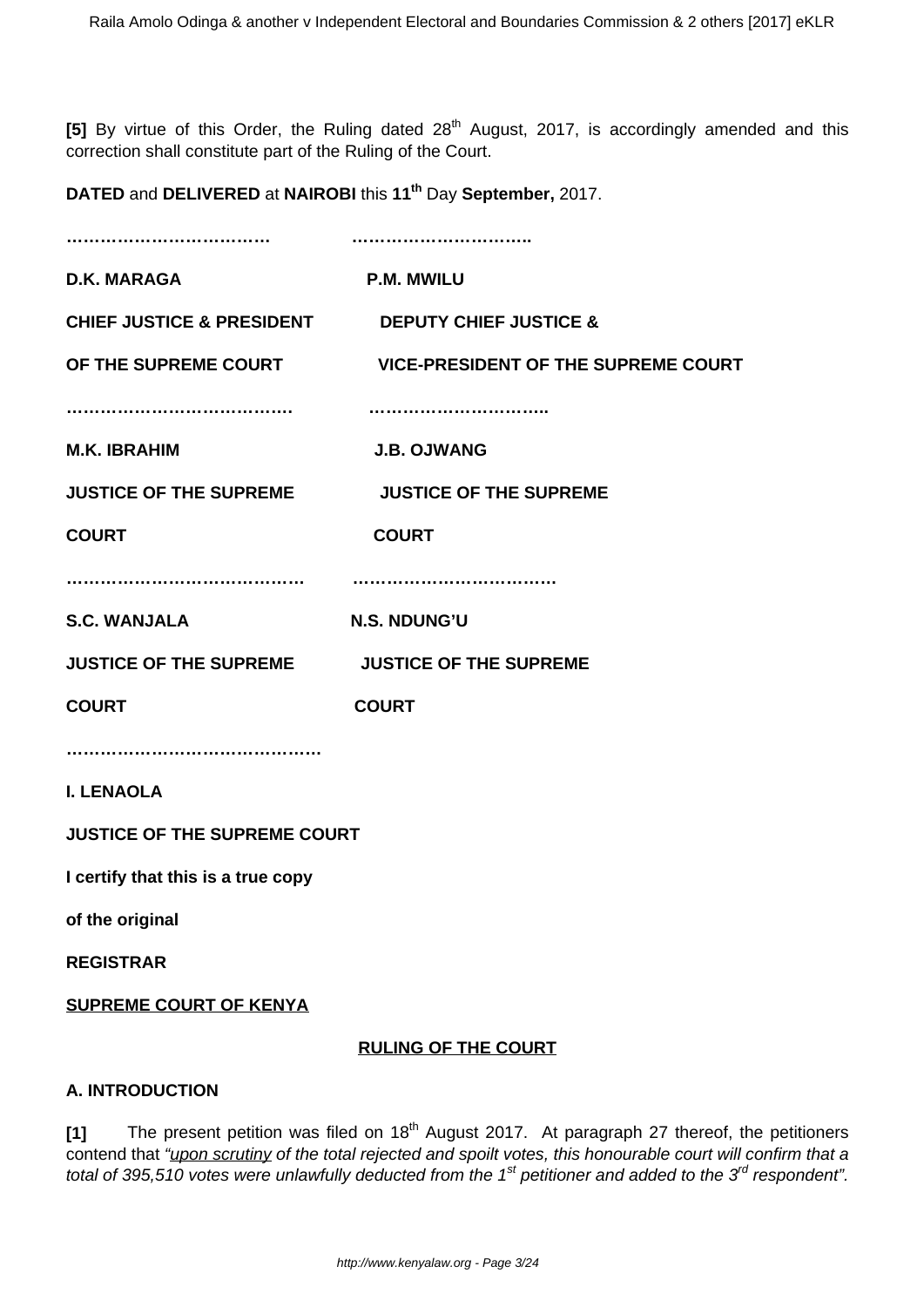**[5]** By virtue of this Order, the Ruling dated 28th August, 2017, is accordingly amended and this correction shall constitute part of the Ruling of the Court.

**DATED** and **DELIVERED** at **NAIROBI** this **11th** Day **September,** 2017.

| | |
|---|---|
| **………………………………** | **…………………………..** |
| **D.K. MARAGA** | **P.M. MWILU** |
| **CHIEF JUSTICE & PRESIDENT OF THE SUPREME COURT** | **DEPUTY CHIEF JUSTICE & VICE-PRESIDENT OF THE SUPREME COURT** |
| **…………………………………** | **…………………………..** |
| **M.K. IBRAHIM** | **J.B. OJWANG** |
| **JUSTICE OF THE SUPREME COURT** | **JUSTICE OF THE SUPREME COURT** |
| **……………………………………** | **………………………………** |
| **S.C. WANJALA** | **N.S. NDUNG'U** |
| **JUSTICE OF THE SUPREME COURT** | **JUSTICE OF THE SUPREME COURT** |

**………………………………………**

**I. LENAOLA**

**JUSTICE OF THE SUPREME COURT**

**I certify that this is a true copy**

**of the original**

**REGISTRAR**

**SUPREME COURT OF KENYA**

## RULING OF THE COURT

### A. INTRODUCTION

**[1]** The present petition was filed on 18th August 2017. At paragraph 27 thereof, the petitioners contend that *"upon scrutiny of the total rejected and spoilt votes, this honourable court will confirm that a total of 395,510 votes were unlawfully deducted from the 1st petitioner and added to the 3rd respondent".*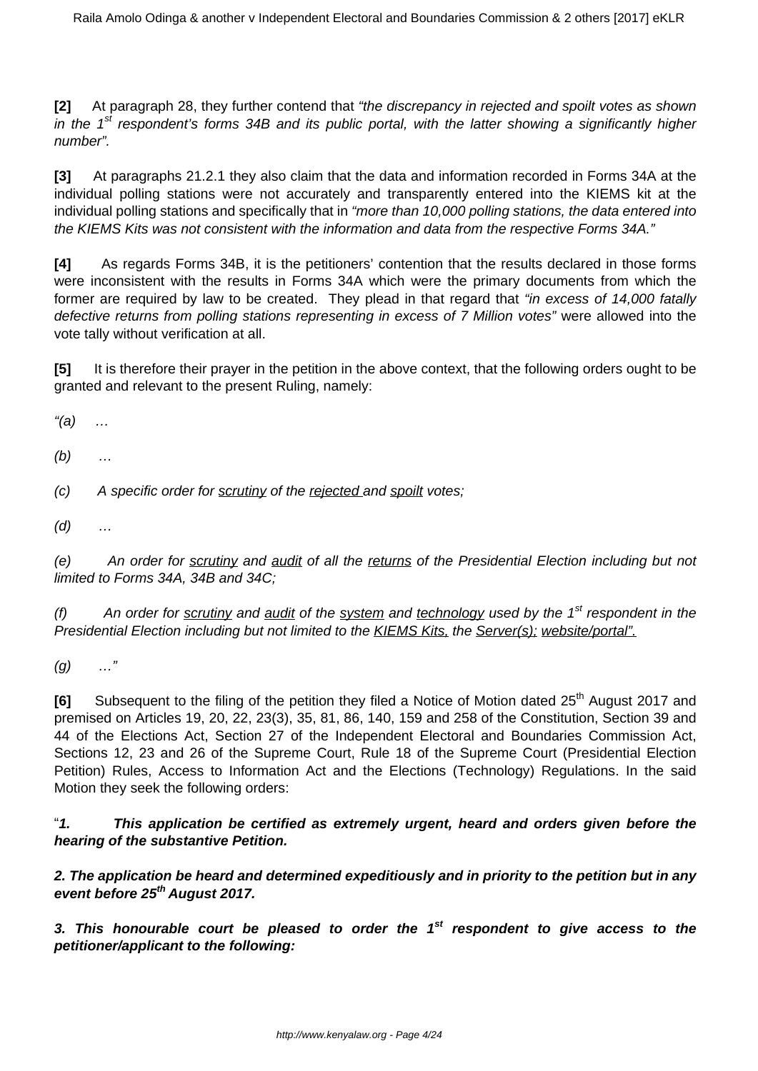**[2]** At paragraph 28, they further contend that *"the discrepancy in rejected and spoilt votes as shown in the 1st respondent's forms 34B and its public portal, with the latter showing a significantly higher number".*

**[3]** At paragraphs 21.2.1 they also claim that the data and information recorded in Forms 34A at the individual polling stations were not accurately and transparently entered into the KIEMS kit at the individual polling stations and specifically that in *"more than 10,000 polling stations, the data entered into the KIEMS Kits was not consistent with the information and data from the respective Forms 34A."*

**[4]** As regards Forms 34B, it is the petitioners' contention that the results declared in those forms were inconsistent with the results in Forms 34A which were the primary documents from which the former are required by law to be created. They plead in that regard that *"in excess of 14,000 fatally defective returns from polling stations representing in excess of 7 Million votes"* were allowed into the vote tally without verification at all.

**[5]** It is therefore their prayer in the petition in the above context, that the following orders ought to be granted and relevant to the present Ruling, namely:

*"(a) …*

*(b) …*

*(c) A specific order for scrutiny of the rejected and spoilt votes;*

*(d) …*

*(e) An order for scrutiny and audit of all the returns of the Presidential Election including but not limited to Forms 34A, 34B and 34C;*

*(f) An order for scrutiny and audit of the system and technology used by the 1st respondent in the Presidential Election including but not limited to the KIEMS Kits, the Server(s); website/portal".*

*(g) …"*

**[6]** Subsequent to the filing of the petition they filed a Notice of Motion dated 25th August 2017 and premised on Articles 19, 20, 22, 23(3), 35, 81, 86, 140, 159 and 258 of the Constitution, Section 39 and 44 of the Elections Act, Section 27 of the Independent Electoral and Boundaries Commission Act, Sections 12, 23 and 26 of the Supreme Court, Rule 18 of the Supreme Court (Presidential Election Petition) Rules, Access to Information Act and the Elections (Technology) Regulations. In the said Motion they seek the following orders:

"***1. This application be certified as extremely urgent, heard and orders given before the hearing of the substantive Petition.***

***2. The application be heard and determined expeditiously and in priority to the petition but in any event before 25th August 2017.***

***3. This honourable court be pleased to order the 1st respondent to give access to the petitioner/applicant to the following:***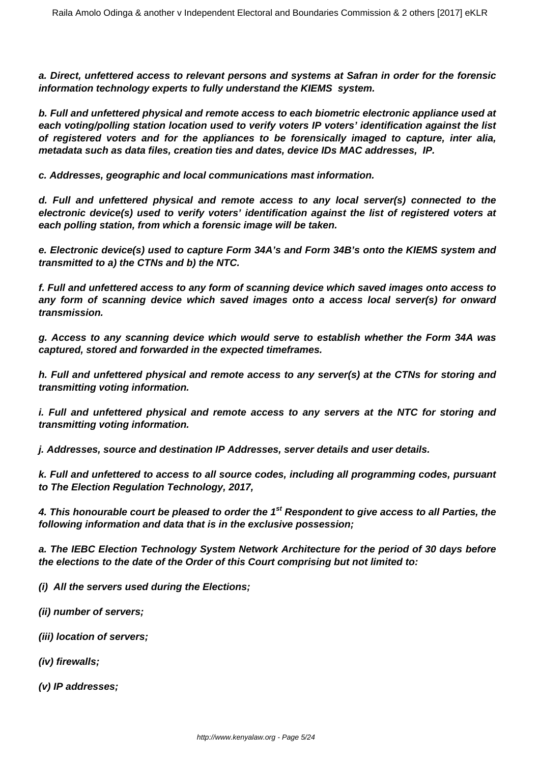**a. Direct, unfettered access to relevant persons and systems at Safran in order for the forensic information technology experts to fully understand the KIEMS system.**

**b. Full and unfettered physical and remote access to each biometric electronic appliance used at each voting/polling station location used to verify voters IP voters' identification against the list of registered voters and for the appliances to be forensically imaged to capture, inter alia, metadata such as data files, creation ties and dates, device IDs MAC addresses, IP.**

**c. Addresses, geographic and local communications mast information.**

**d. Full and unfettered physical and remote access to any local server(s) connected to the electronic device(s) used to verify voters' identification against the list of registered voters at each polling station, from which a forensic image will be taken.**

**e. Electronic device(s) used to capture Form 34A's and Form 34B's onto the KIEMS system and transmitted to a) the CTNs and b) the NTC.**

**f. Full and unfettered access to any form of scanning device which saved images onto access to any form of scanning device which saved images onto a access local server(s) for onward transmission.**

**g. Access to any scanning device which would serve to establish whether the Form 34A was captured, stored and forwarded in the expected timeframes.**

**h. Full and unfettered physical and remote access to any server(s) at the CTNs for storing and transmitting voting information.**

**i. Full and unfettered physical and remote access to any servers at the NTC for storing and transmitting voting information.**

**j. Addresses, source and destination IP Addresses, server details and user details.**

**k. Full and unfettered to access to all source codes, including all programming codes, pursuant to The Election Regulation Technology, 2017,**

**4. This honourable court be pleased to order the 1st Respondent to give access to all Parties, the following information and data that is in the exclusive possession;**

**a. The IEBC Election Technology System Network Architecture for the period of 30 days before the elections to the date of the Order of this Court comprising but not limited to:**

**(i) All the servers used during the Elections;**

**(ii) number of servers;**

**(iii) location of servers;**

**(iv) firewalls;**

**(v) IP addresses;**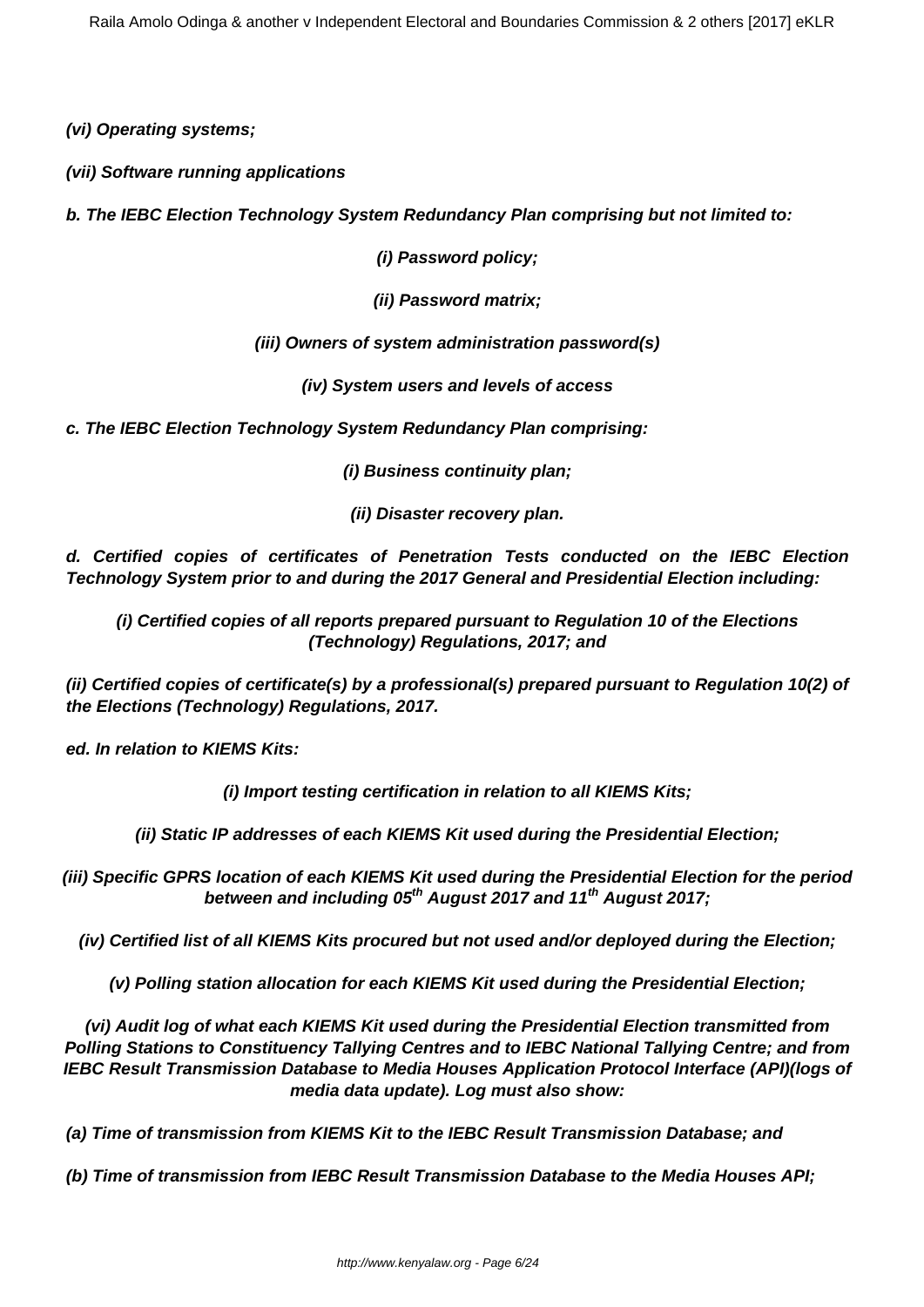**(vi) Operating systems;**

**(vii) Software running applications**

**b. The IEBC Election Technology System Redundancy Plan comprising but not limited to:**

**(i) Password policy;**

**(ii) Password matrix;**

**(iii) Owners of system administration password(s)**

**(iv) System users and levels of access**

**c. The IEBC Election Technology System Redundancy Plan comprising:**

**(i) Business continuity plan;**

**(ii) Disaster recovery plan.**

**d. Certified copies of certificates of Penetration Tests conducted on the IEBC Election Technology System prior to and during the 2017 General and Presidential Election including:**

**(i) Certified copies of all reports prepared pursuant to Regulation 10 of the Elections (Technology) Regulations, 2017; and**

**(ii) Certified copies of certificate(s) by a professional(s) prepared pursuant to Regulation 10(2) of the Elections (Technology) Regulations, 2017.**

**ed. In relation to KIEMS Kits:**

**(i) Import testing certification in relation to all KIEMS Kits;**

**(ii) Static IP addresses of each KIEMS Kit used during the Presidential Election;**

**(iii) Specific GPRS location of each KIEMS Kit used during the Presidential Election for the period between and including 05th August 2017 and 11th August 2017;**

**(iv) Certified list of all KIEMS Kits procured but not used and/or deployed during the Election;**

**(v) Polling station allocation for each KIEMS Kit used during the Presidential Election;**

**(vi) Audit log of what each KIEMS Kit used during the Presidential Election transmitted from Polling Stations to Constituency Tallying Centres and to IEBC National Tallying Centre; and from IEBC Result Transmission Database to Media Houses Application Protocol Interface (API)(logs of media data update). Log must also show:**

**(a) Time of transmission from KIEMS Kit to the IEBC Result Transmission Database; and**

**(b) Time of transmission from IEBC Result Transmission Database to the Media Houses API;**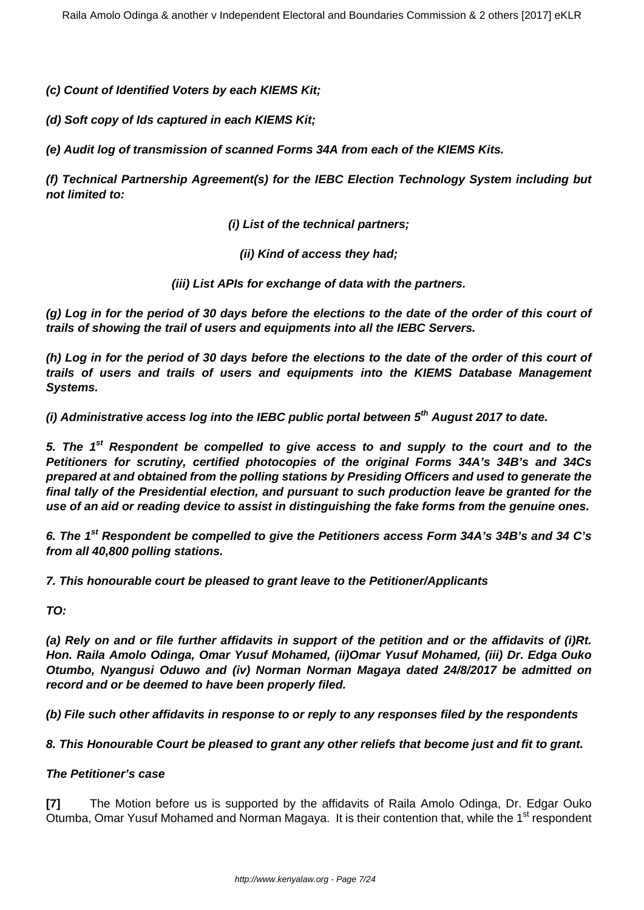**(c) Count of Identified Voters by each KIEMS Kit;**

**(d) Soft copy of Ids captured in each KIEMS Kit;**

**(e) Audit log of transmission of scanned Forms 34A from each of the KIEMS Kits.**

**(f) Technical Partnership Agreement(s) for the IEBC Election Technology System including but not limited to:**

**(i) List of the technical partners;**

**(ii) Kind of access they had;**

**(iii) List APIs for exchange of data with the partners.**

**(g) Log in for the period of 30 days before the elections to the date of the order of this court of trails of showing the trail of users and equipments into all the IEBC Servers.**

**(h) Log in for the period of 30 days before the elections to the date of the order of this court of trails of users and trails of users and equipments into the KIEMS Database Management Systems.**

**(i) Administrative access log into the IEBC public portal between 5th August 2017 to date.**

**5. The 1st Respondent be compelled to give access to and supply to the court and to the Petitioners for scrutiny, certified photocopies of the original Forms 34A's 34B's and 34Cs prepared at and obtained from the polling stations by Presiding Officers and used to generate the final tally of the Presidential election, and pursuant to such production leave be granted for the use of an aid or reading device to assist in distinguishing the fake forms from the genuine ones.**

**6. The 1st Respondent be compelled to give the Petitioners access Form 34A's 34B's and 34 C's from all 40,800 polling stations.**

**7. This honourable court be pleased to grant leave to the Petitioner/Applicants**

**TO:**

**(a) Rely on and or file further affidavits in support of the petition and or the affidavits of (i)Rt. Hon. Raila Amolo Odinga, Omar Yusuf Mohamed, (ii)Omar Yusuf Mohamed, (iii) Dr. Edga Ouko Otumbo, Nyangusi Oduwo and (iv) Norman Norman Magaya dated 24/8/2017 be admitted on record and or be deemed to have been properly filed.**

**(b) File such other affidavits in response to or reply to any responses filed by the respondents**

**8. This Honourable Court be pleased to grant any other reliefs that become just and fit to grant.**

***The Petitioner's case***

**[7]** The Motion before us is supported by the affidavits of Raila Amolo Odinga, Dr. Edgar Ouko Otumba, Omar Yusuf Mohamed and Norman Magaya. It is their contention that, while the 1st respondent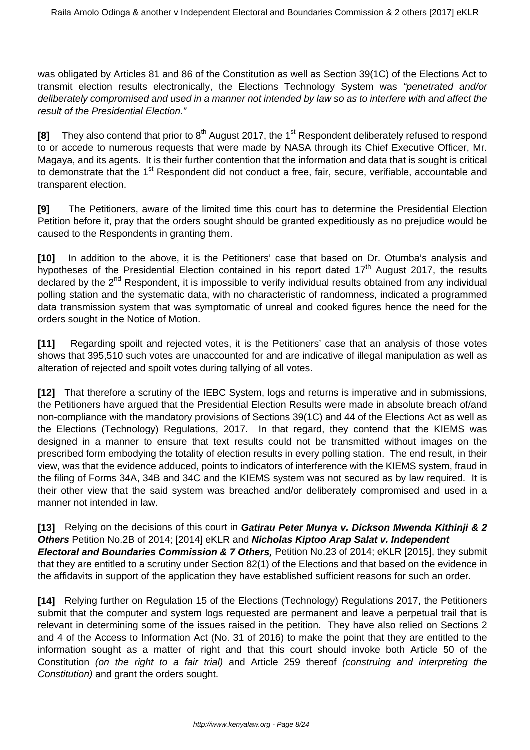was obligated by Articles 81 and 86 of the Constitution as well as Section 39(1C) of the Elections Act to transmit election results electronically, the Elections Technology System was *"penetrated and/or deliberately compromised and used in a manner not intended by law so as to interfere with and affect the result of the Presidential Election."*

**[8]** They also contend that prior to 8th August 2017, the 1st Respondent deliberately refused to respond to or accede to numerous requests that were made by NASA through its Chief Executive Officer, Mr. Magaya, and its agents. It is their further contention that the information and data that is sought is critical to demonstrate that the 1st Respondent did not conduct a free, fair, secure, verifiable, accountable and transparent election.

**[9]** The Petitioners, aware of the limited time this court has to determine the Presidential Election Petition before it, pray that the orders sought should be granted expeditiously as no prejudice would be caused to the Respondents in granting them.

**[10]** In addition to the above, it is the Petitioners' case that based on Dr. Otumba's analysis and hypotheses of the Presidential Election contained in his report dated 17th August 2017, the results declared by the 2nd Respondent, it is impossible to verify individual results obtained from any individual polling station and the systematic data, with no characteristic of randomness, indicated a programmed data transmission system that was symptomatic of unreal and cooked figures hence the need for the orders sought in the Notice of Motion.

**[11]** Regarding spoilt and rejected votes, it is the Petitioners' case that an analysis of those votes shows that 395,510 such votes are unaccounted for and are indicative of illegal manipulation as well as alteration of rejected and spoilt votes during tallying of all votes.

**[12]** That therefore a scrutiny of the IEBC System, logs and returns is imperative and in submissions, the Petitioners have argued that the Presidential Election Results were made in absolute breach of/and non-compliance with the mandatory provisions of Sections 39(1C) and 44 of the Elections Act as well as the Elections (Technology) Regulations, 2017. In that regard, they contend that the KIEMS was designed in a manner to ensure that text results could not be transmitted without images on the prescribed form embodying the totality of election results in every polling station. The end result, in their view, was that the evidence adduced, points to indicators of interference with the KIEMS system, fraud in the filing of Forms 34A, 34B and 34C and the KIEMS system was not secured as by law required. It is their other view that the said system was breached and/or deliberately compromised and used in a manner not intended in law.

**[13]** Relying on the decisions of this court in ***Gatirau Peter Munya v. Dickson Mwenda Kithinji & 2 Others*** Petition No.2B of 2014; [2014] eKLR and ***Nicholas Kiptoo Arap Salat v. Independent Electoral and Boundaries Commission & 7 Others,*** Petition No.23 of 2014; eKLR [2015], they submit that they are entitled to a scrutiny under Section 82(1) of the Elections and that based on the evidence in the affidavits in support of the application they have established sufficient reasons for such an order.

**[14]** Relying further on Regulation 15 of the Elections (Technology) Regulations 2017, the Petitioners submit that the computer and system logs requested are permanent and leave a perpetual trail that is relevant in determining some of the issues raised in the petition. They have also relied on Sections 2 and 4 of the Access to Information Act (No. 31 of 2016) to make the point that they are entitled to the information sought as a matter of right and that this court should invoke both Article 50 of the Constitution *(on the right to a fair trial)* and Article 259 thereof *(construing and interpreting the Constitution)* and grant the orders sought.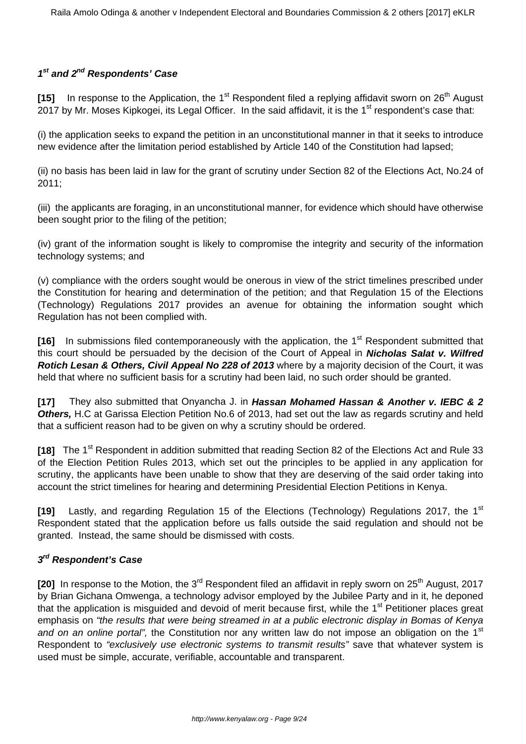### *1st and 2nd Respondents' Case*

**[15]** In response to the Application, the 1st Respondent filed a replying affidavit sworn on 26th August 2017 by Mr. Moses Kipkogei, its Legal Officer. In the said affidavit, it is the 1st respondent's case that:

(i) the application seeks to expand the petition in an unconstitutional manner in that it seeks to introduce new evidence after the limitation period established by Article 140 of the Constitution had lapsed;

(ii) no basis has been laid in law for the grant of scrutiny under Section 82 of the Elections Act, No.24 of 2011;

(iii) the applicants are foraging, in an unconstitutional manner, for evidence which should have otherwise been sought prior to the filing of the petition;

(iv) grant of the information sought is likely to compromise the integrity and security of the information technology systems; and

(v) compliance with the orders sought would be onerous in view of the strict timelines prescribed under the Constitution for hearing and determination of the petition; and that Regulation 15 of the Elections (Technology) Regulations 2017 provides an avenue for obtaining the information sought which Regulation has not been complied with.

**[16]** In submissions filed contemporaneously with the application, the 1st Respondent submitted that this court should be persuaded by the decision of the Court of Appeal in ***Nicholas Salat v. Wilfred Rotich Lesan & Others, Civil Appeal No 228 of 2013*** where by a majority decision of the Court, it was held that where no sufficient basis for a scrutiny had been laid, no such order should be granted.

**[17]** They also submitted that Onyancha J. in ***Hassan Mohamed Hassan & Another v. IEBC & 2 Others,*** H.C at Garissa Election Petition No.6 of 2013, had set out the law as regards scrutiny and held that a sufficient reason had to be given on why a scrutiny should be ordered.

**[18]** The 1st Respondent in addition submitted that reading Section 82 of the Elections Act and Rule 33 of the Election Petition Rules 2013, which set out the principles to be applied in any application for scrutiny, the applicants have been unable to show that they are deserving of the said order taking into account the strict timelines for hearing and determining Presidential Election Petitions in Kenya.

**[19]** Lastly, and regarding Regulation 15 of the Elections (Technology) Regulations 2017, the 1st Respondent stated that the application before us falls outside the said regulation and should not be granted. Instead, the same should be dismissed with costs.

### *3rd Respondent's Case*

**[20]** In response to the Motion, the 3rd Respondent filed an affidavit in reply sworn on 25th August, 2017 by Brian Gichana Omwenga, a technology advisor employed by the Jubilee Party and in it, he deponed that the application is misguided and devoid of merit because first, while the 1st Petitioner places great emphasis on *"the results that were being streamed in at a public electronic display in Bomas of Kenya and on an online portal",* the Constitution nor any written law do not impose an obligation on the 1st Respondent to *"exclusively use electronic systems to transmit results"* save that whatever system is used must be simple, accurate, verifiable, accountable and transparent.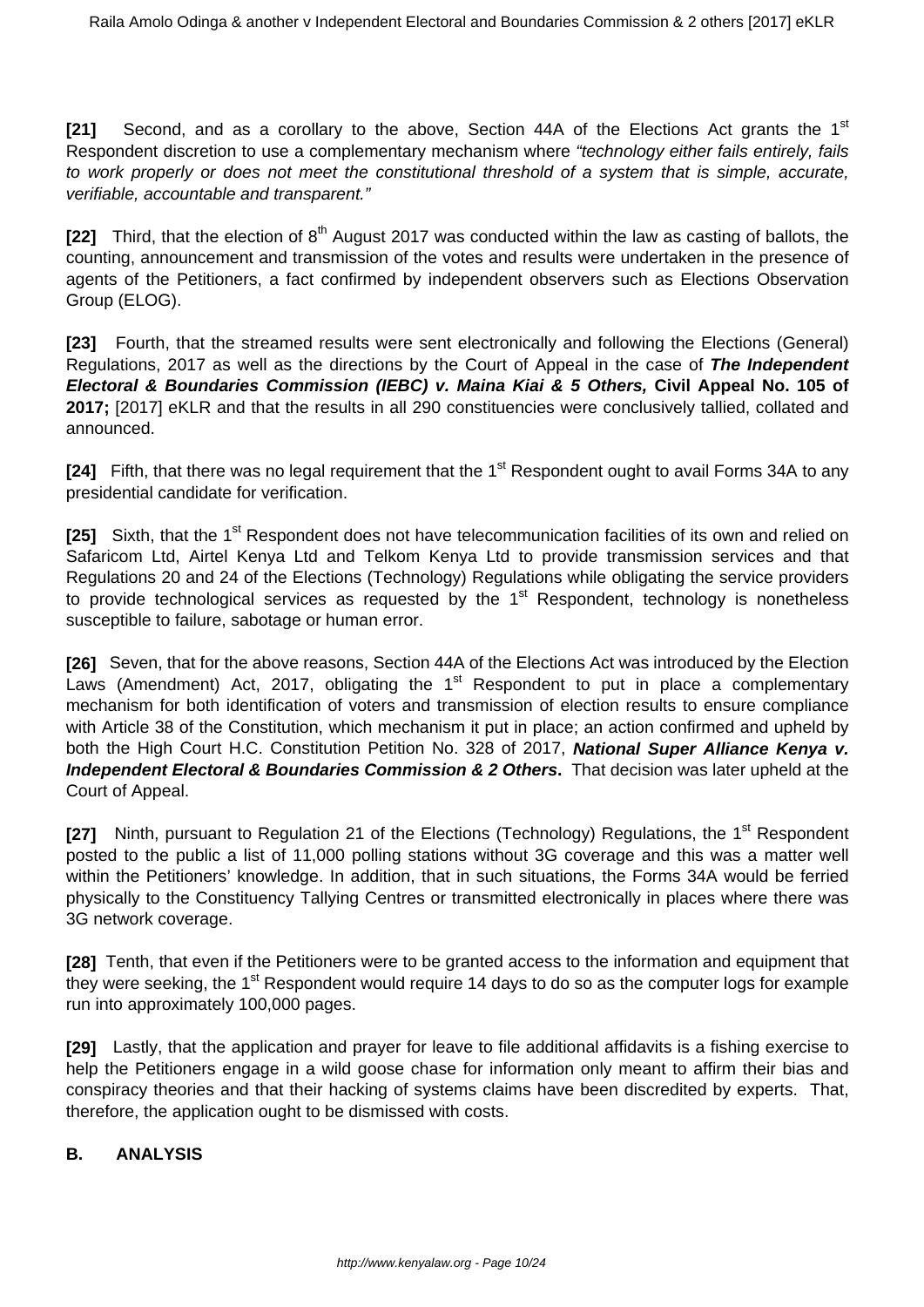**[21]** Second, and as a corollary to the above, Section 44A of the Elections Act grants the 1st Respondent discretion to use a complementary mechanism where *"technology either fails entirely, fails to work properly or does not meet the constitutional threshold of a system that is simple, accurate, verifiable, accountable and transparent."*

**[22]** Third, that the election of 8th August 2017 was conducted within the law as casting of ballots, the counting, announcement and transmission of the votes and results were undertaken in the presence of agents of the Petitioners, a fact confirmed by independent observers such as Elections Observation Group (ELOG).

**[23]** Fourth, that the streamed results were sent electronically and following the Elections (General) Regulations, 2017 as well as the directions by the Court of Appeal in the case of ***The Independent Electoral & Boundaries Commission (IEBC) v. Maina Kiai & 5 Others,* Civil Appeal No. 105 of 2017;** [2017] eKLR and that the results in all 290 constituencies were conclusively tallied, collated and announced.

**[24]** Fifth, that there was no legal requirement that the 1st Respondent ought to avail Forms 34A to any presidential candidate for verification.

**[25]** Sixth, that the 1st Respondent does not have telecommunication facilities of its own and relied on Safaricom Ltd, Airtel Kenya Ltd and Telkom Kenya Ltd to provide transmission services and that Regulations 20 and 24 of the Elections (Technology) Regulations while obligating the service providers to provide technological services as requested by the 1st Respondent, technology is nonetheless susceptible to failure, sabotage or human error.

**[26]** Seven, that for the above reasons, Section 44A of the Elections Act was introduced by the Election Laws (Amendment) Act, 2017, obligating the 1st Respondent to put in place a complementary mechanism for both identification of voters and transmission of election results to ensure compliance with Article 38 of the Constitution, which mechanism it put in place; an action confirmed and upheld by both the High Court H.C. Constitution Petition No. 328 of 2017, ***National Super Alliance Kenya v. Independent Electoral & Boundaries Commission & 2 Others*.** That decision was later upheld at the Court of Appeal.

**[27]** Ninth, pursuant to Regulation 21 of the Elections (Technology) Regulations, the 1st Respondent posted to the public a list of 11,000 polling stations without 3G coverage and this was a matter well within the Petitioners' knowledge. In addition, that in such situations, the Forms 34A would be ferried physically to the Constituency Tallying Centres or transmitted electronically in places where there was 3G network coverage.

**[28]** Tenth, that even if the Petitioners were to be granted access to the information and equipment that they were seeking, the 1st Respondent would require 14 days to do so as the computer logs for example run into approximately 100,000 pages.

**[29]** Lastly, that the application and prayer for leave to file additional affidavits is a fishing exercise to help the Petitioners engage in a wild goose chase for information only meant to affirm their bias and conspiracy theories and that their hacking of systems claims have been discredited by experts. That, therefore, the application ought to be dismissed with costs.

## B. ANALYSIS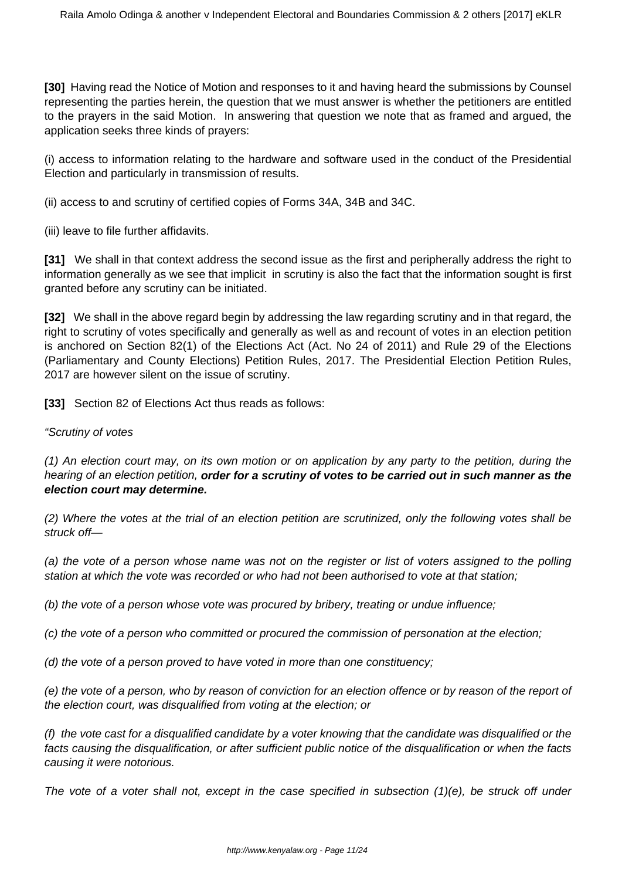**[30]** Having read the Notice of Motion and responses to it and having heard the submissions by Counsel representing the parties herein, the question that we must answer is whether the petitioners are entitled to the prayers in the said Motion. In answering that question we note that as framed and argued, the application seeks three kinds of prayers:

(i) access to information relating to the hardware and software used in the conduct of the Presidential Election and particularly in transmission of results.

(ii) access to and scrutiny of certified copies of Forms 34A, 34B and 34C.

(iii) leave to file further affidavits.

**[31]** We shall in that context address the second issue as the first and peripherally address the right to information generally as we see that implicit in scrutiny is also the fact that the information sought is first granted before any scrutiny can be initiated.

**[32]** We shall in the above regard begin by addressing the law regarding scrutiny and in that regard, the right to scrutiny of votes specifically and generally as well as and recount of votes in an election petition is anchored on Section 82(1) of the Elections Act (Act. No 24 of 2011) and Rule 29 of the Elections (Parliamentary and County Elections) Petition Rules, 2017. The Presidential Election Petition Rules, 2017 are however silent on the issue of scrutiny.

**[33]** Section 82 of Elections Act thus reads as follows:

*"Scrutiny of votes*

*(1) An election court may, on its own motion or on application by any party to the petition, during the hearing of an election petition,* ***order for a scrutiny of votes to be carried out in such manner as the election court may determine.***

*(2) Where the votes at the trial of an election petition are scrutinized, only the following votes shall be struck off—*

*(a) the vote of a person whose name was not on the register or list of voters assigned to the polling station at which the vote was recorded or who had not been authorised to vote at that station;*

*(b) the vote of a person whose vote was procured by bribery, treating or undue influence;*

*(c) the vote of a person who committed or procured the commission of personation at the election;*

*(d) the vote of a person proved to have voted in more than one constituency;*

*(e) the vote of a person, who by reason of conviction for an election offence or by reason of the report of the election court, was disqualified from voting at the election; or*

*(f) the vote cast for a disqualified candidate by a voter knowing that the candidate was disqualified or the facts causing the disqualification, or after sufficient public notice of the disqualification or when the facts causing it were notorious.*

*The vote of a voter shall not, except in the case specified in subsection (1)(e), be struck off under*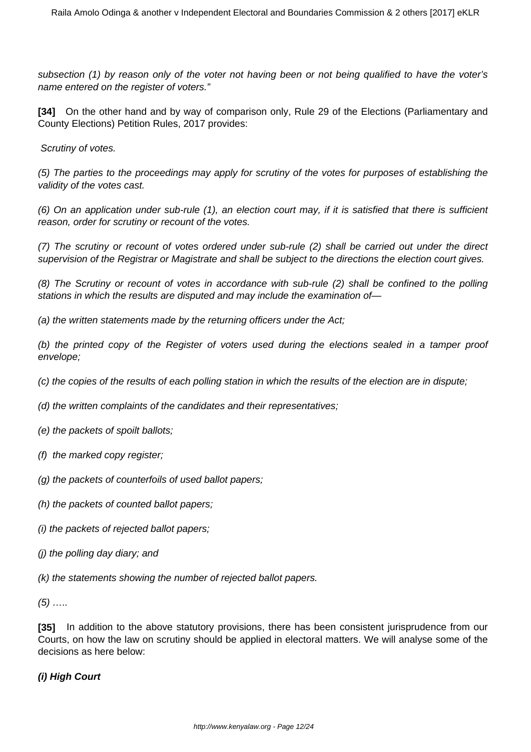*subsection (1) by reason only of the voter not having been or not being qualified to have the voter's name entered on the register of voters."*

**[34]** On the other hand and by way of comparison only, Rule 29 of the Elections (Parliamentary and County Elections) Petition Rules, 2017 provides:

*Scrutiny of votes.*

*(5) The parties to the proceedings may apply for scrutiny of the votes for purposes of establishing the validity of the votes cast.*

*(6) On an application under sub-rule (1), an election court may, if it is satisfied that there is sufficient reason, order for scrutiny or recount of the votes.*

*(7) The scrutiny or recount of votes ordered under sub-rule (2) shall be carried out under the direct supervision of the Registrar or Magistrate and shall be subject to the directions the election court gives.*

*(8) The Scrutiny or recount of votes in accordance with sub-rule (2) shall be confined to the polling stations in which the results are disputed and may include the examination of—*

*(a) the written statements made by the returning officers under the Act;*

*(b) the printed copy of the Register of voters used during the elections sealed in a tamper proof envelope;*

*(c) the copies of the results of each polling station in which the results of the election are in dispute;*

*(d) the written complaints of the candidates and their representatives;*

*(e) the packets of spoilt ballots;*

*(f) the marked copy register;*

*(g) the packets of counterfoils of used ballot papers;*

*(h) the packets of counted ballot papers;*

*(i) the packets of rejected ballot papers;*

*(j) the polling day diary; and*

*(k) the statements showing the number of rejected ballot papers.*

*(5) …..*

**[35]** In addition to the above statutory provisions, there has been consistent jurisprudence from our Courts, on how the law on scrutiny should be applied in electoral matters. We will analyse some of the decisions as here below:

***(i) High Court***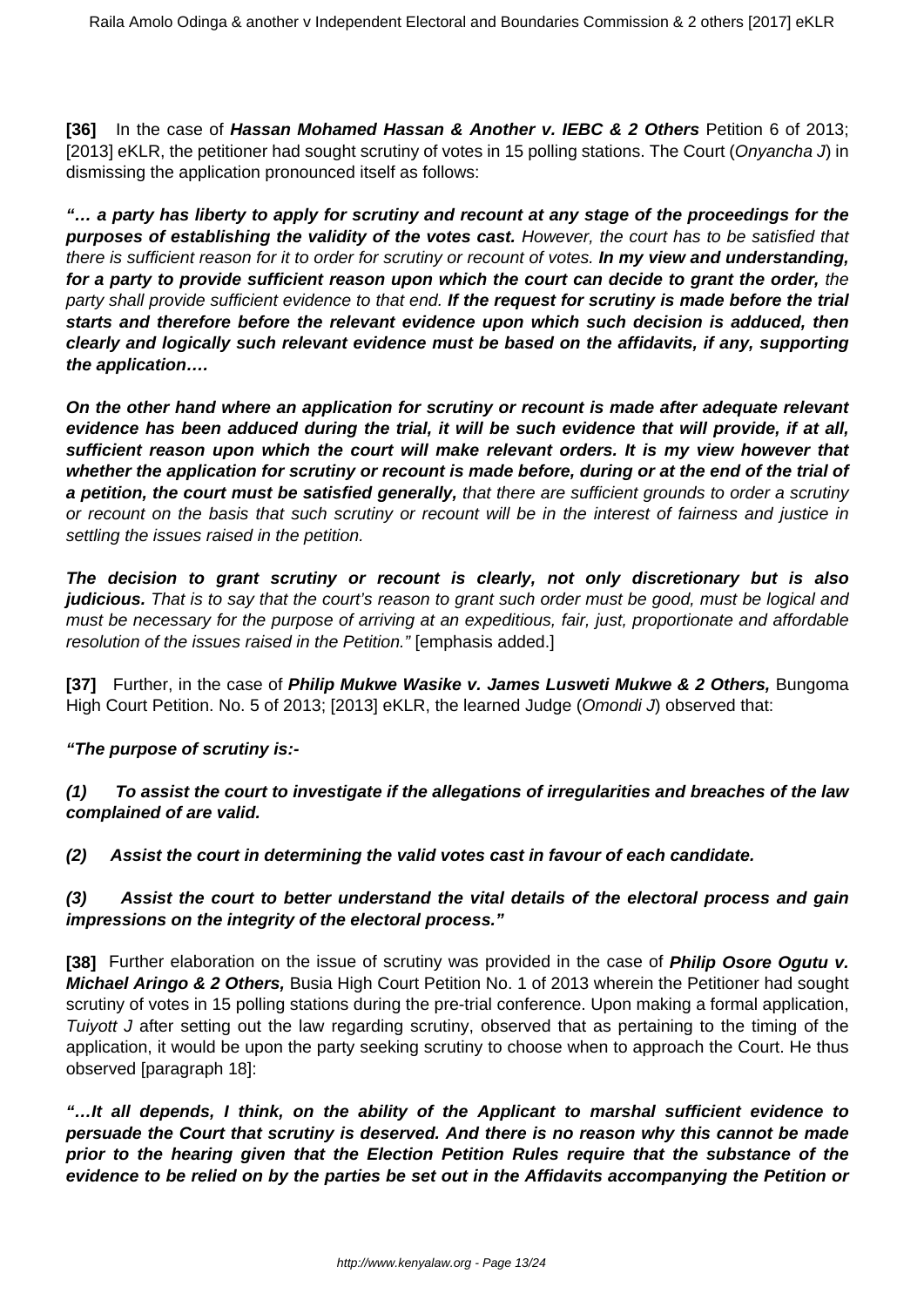**[36]** In the case of ***Hassan Mohamed Hassan & Another v. IEBC & 2 Others*** Petition 6 of 2013; [2013] eKLR, the petitioner had sought scrutiny of votes in 15 polling stations. The Court (*Onyancha J*) in dismissing the application pronounced itself as follows:

***"… a party has liberty to apply for scrutiny and recount at any stage of the proceedings for the purposes of establishing the validity of the votes cast.*** *However, the court has to be satisfied that there is sufficient reason for it to order for scrutiny or recount of votes.* ***In my view and understanding, for a party to provide sufficient reason upon which the court can decide to grant the order,*** *the party shall provide sufficient evidence to that end.* ***If the request for scrutiny is made before the trial starts and therefore before the relevant evidence upon which such decision is adduced, then clearly and logically such relevant evidence must be based on the affidavits, if any, supporting the application….***

***On the other hand where an application for scrutiny or recount is made after adequate relevant evidence has been adduced during the trial, it will be such evidence that will provide, if at all, sufficient reason upon which the court will make relevant orders. It is my view however that whether the application for scrutiny or recount is made before, during or at the end of the trial of a petition, the court must be satisfied generally,*** *that there are sufficient grounds to order a scrutiny or recount on the basis that such scrutiny or recount will be in the interest of fairness and justice in settling the issues raised in the petition.*

***The decision to grant scrutiny or recount is clearly, not only discretionary but is also judicious.*** *That is to say that the court's reason to grant such order must be good, must be logical and must be necessary for the purpose of arriving at an expeditious, fair, just, proportionate and affordable resolution of the issues raised in the Petition."* [emphasis added.]

**[37]** Further, in the case of ***Philip Mukwe Wasike v. James Lusweti Mukwe & 2 Others,*** Bungoma High Court Petition. No. 5 of 2013; [2013] eKLR, the learned Judge (*Omondi J*) observed that:

***"The purpose of scrutiny is:-***

***(1) To assist the court to investigate if the allegations of irregularities and breaches of the law complained of are valid.***

***(2) Assist the court in determining the valid votes cast in favour of each candidate.***

***(3) Assist the court to better understand the vital details of the electoral process and gain impressions on the integrity of the electoral process."***

**[38]** Further elaboration on the issue of scrutiny was provided in the case of ***Philip Osore Ogutu v. Michael Aringo & 2 Others,*** Busia High Court Petition No. 1 of 2013 wherein the Petitioner had sought scrutiny of votes in 15 polling stations during the pre-trial conference. Upon making a formal application, *Tuiyott J* after setting out the law regarding scrutiny, observed that as pertaining to the timing of the application, it would be upon the party seeking scrutiny to choose when to approach the Court. He thus observed [paragraph 18]:

***"…It all depends, I think, on the ability of the Applicant to marshal sufficient evidence to persuade the Court that scrutiny is deserved. And there is no reason why this cannot be made prior to the hearing given that the Election Petition Rules require that the substance of the evidence to be relied on by the parties be set out in the Affidavits accompanying the Petition or***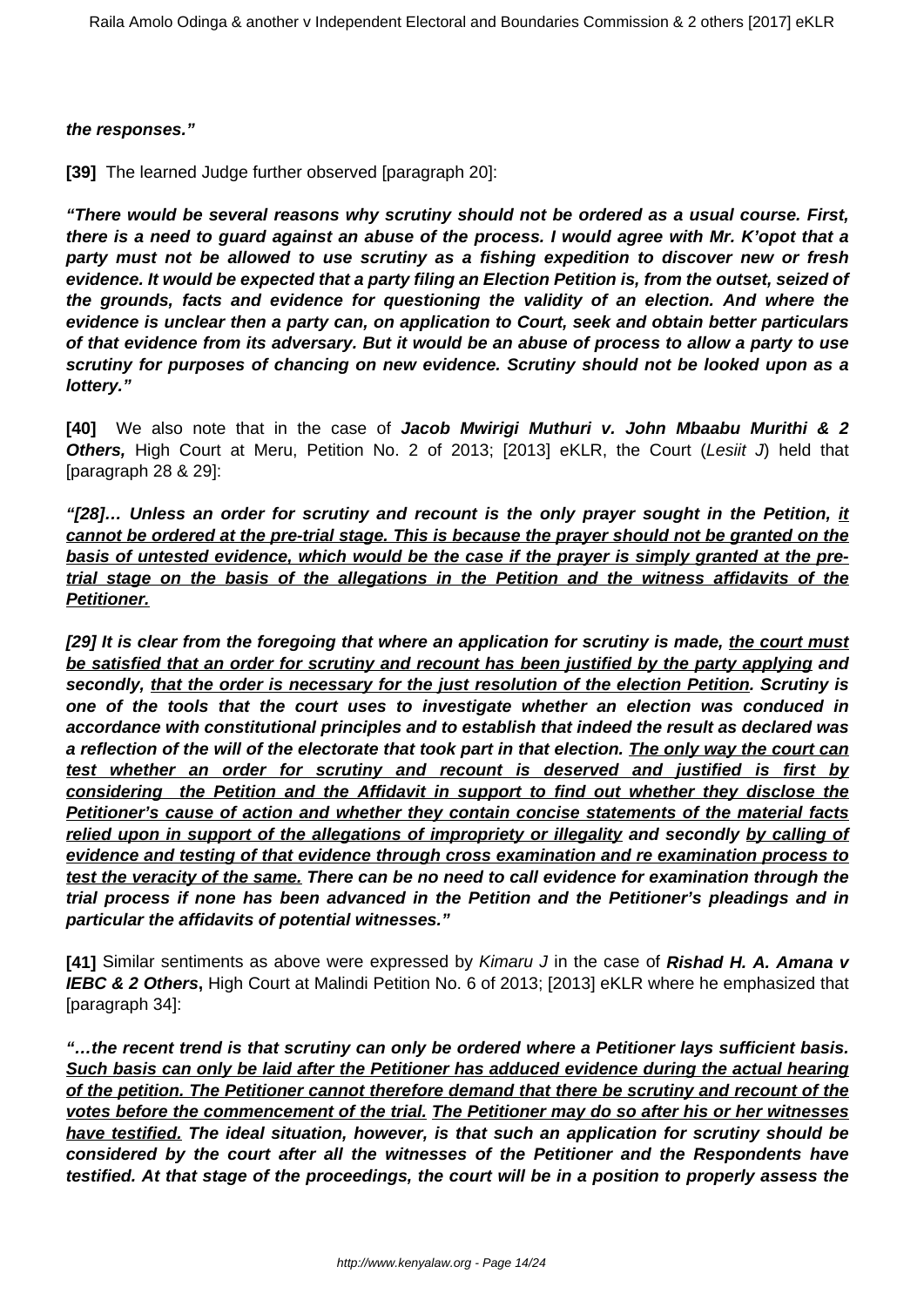**the responses."**

**[39]** The learned Judge further observed [paragraph 20]:

***"There would be several reasons why scrutiny should not be ordered as a usual course. First, there is a need to guard against an abuse of the process. I would agree with Mr. K'opot that a party must not be allowed to use scrutiny as a fishing expedition to discover new or fresh evidence. It would be expected that a party filing an Election Petition is, from the outset, seized of the grounds, facts and evidence for questioning the validity of an election. And where the evidence is unclear then a party can, on application to Court, seek and obtain better particulars of that evidence from its adversary. But it would be an abuse of process to allow a party to use scrutiny for purposes of chancing on new evidence. Scrutiny should not be looked upon as a lottery."***

**[40]** We also note that in the case of **Jacob Mwirigi Muthuri v. John Mbaabu Murithi & 2 Others,** High Court at Meru, Petition No. 2 of 2013; [2013] eKLR, the Court (*Lesiit J*) held that [paragraph 28 & 29]:

***"[28]… Unless an order for scrutiny and recount is the only prayer sought in the Petition, <u>it cannot be ordered at the pre-trial stage. This is because the prayer should not be granted on the basis of untested evidence, which would be the case if the prayer is simply granted at the pre-trial stage on the basis of the allegations in the Petition and the witness affidavits of the Petitioner.</u>***

***[29] It is clear from the foregoing that where an application for scrutiny is made, <u>the court must be satisfied that an order for scrutiny and recount has been justified by the party applying</u> and secondly, <u>that the order is necessary for the just resolution of the election Petition</u>. Scrutiny is one of the tools that the court uses to investigate whether an election was conduced in accordance with constitutional principles and to establish that indeed the result as declared was a reflection of the will of the electorate that took part in that election. <u>The only way the court can test whether an order for scrutiny and recount is deserved and justified is first by considering the Petition and the Affidavit in support to find out whether they disclose the Petitioner's cause of action and whether they contain concise statements of the material facts relied upon in support of the allegations of impropriety or illegality</u> and secondly <u>by calling of evidence and testing of that evidence through cross examination and re examination process to test the veracity of the same.</u> There can be no need to call evidence for examination through the trial process if none has been advanced in the Petition and the Petitioner's pleadings and in particular the affidavits of potential witnesses."***

**[41]** Similar sentiments as above were expressed by *Kimaru J* in the case of **Rishad H. A. Amana v IEBC & 2 Others**, High Court at Malindi Petition No. 6 of 2013; [2013] eKLR where he emphasized that [paragraph 34]:

***"…the recent trend is that scrutiny can only be ordered where a Petitioner lays sufficient basis. <u>Such basis can only be laid after the Petitioner has adduced evidence during the actual hearing of the petition. The Petitioner cannot therefore demand that there be scrutiny and recount of the votes before the commencement of the trial.</u> <u>The Petitioner may do so after his or her witnesses have testified.</u> The ideal situation, however, is that such an application for scrutiny should be considered by the court after all the witnesses of the Petitioner and the Respondents have testified. At that stage of the proceedings, the court will be in a position to properly assess the***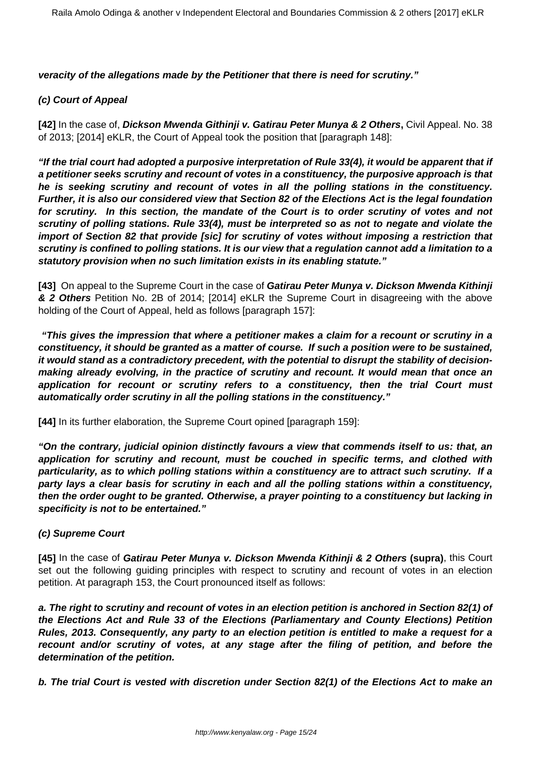**veracity of the allegations made by the Petitioner that there is need for scrutiny."**

***(c) Court of Appeal***

**[42]** In the case of, ***Dickson Mwenda Githinji v. Gatirau Peter Munya & 2 Others*,** Civil Appeal. No. 38 of 2013; [2014] eKLR, the Court of Appeal took the position that [paragraph 148]:

***"If the trial court had adopted a purposive interpretation of Rule 33(4), it would be apparent that if a petitioner seeks scrutiny and recount of votes in a constituency, the purposive approach is that he is seeking scrutiny and recount of votes in all the polling stations in the constituency. Further, it is also our considered view that Section 82 of the Elections Act is the legal foundation for scrutiny. In this section, the mandate of the Court is to order scrutiny of votes and not scrutiny of polling stations. Rule 33(4), must be interpreted so as not to negate and violate the import of Section 82 that provide [sic] for scrutiny of votes without imposing a restriction that scrutiny is confined to polling stations. It is our view that a regulation cannot add a limitation to a statutory provision when no such limitation exists in its enabling statute."***

**[43]** On appeal to the Supreme Court in the case of ***Gatirau Peter Munya v. Dickson Mwenda Kithinji & 2 Others*** Petition No. 2B of 2014; [2014] eKLR the Supreme Court in disagreeing with the above holding of the Court of Appeal, held as follows [paragraph 157]:

***"This gives the impression that where a petitioner makes a claim for a recount or scrutiny in a constituency, it should be granted as a matter of course. If such a position were to be sustained, it would stand as a contradictory precedent, with the potential to disrupt the stability of decision-making already evolving, in the practice of scrutiny and recount. It would mean that once an application for recount or scrutiny refers to a constituency, then the trial Court must automatically order scrutiny in all the polling stations in the constituency."***

**[44]** In its further elaboration, the Supreme Court opined [paragraph 159]:

***"On the contrary, judicial opinion distinctly favours a view that commends itself to us: that, an application for scrutiny and recount, must be couched in specific terms, and clothed with particularity, as to which polling stations within a constituency are to attract such scrutiny. If a party lays a clear basis for scrutiny in each and all the polling stations within a constituency, then the order ought to be granted. Otherwise, a prayer pointing to a constituency but lacking in specificity is not to be entertained."***

***(c) Supreme Court***

**[45]** In the case of ***Gatirau Peter Munya v. Dickson Mwenda Kithinji & 2 Others* (supra)**, this Court set out the following guiding principles with respect to scrutiny and recount of votes in an election petition. At paragraph 153, the Court pronounced itself as follows:

***a. The right to scrutiny and recount of votes in an election petition is anchored in Section 82(1) of the Elections Act and Rule 33 of the Elections (Parliamentary and County Elections) Petition Rules, 2013. Consequently, any party to an election petition is entitled to make a request for a recount and/or scrutiny of votes, at any stage after the filing of petition, and before the determination of the petition.***

***b. The trial Court is vested with discretion under Section 82(1) of the Elections Act to make an***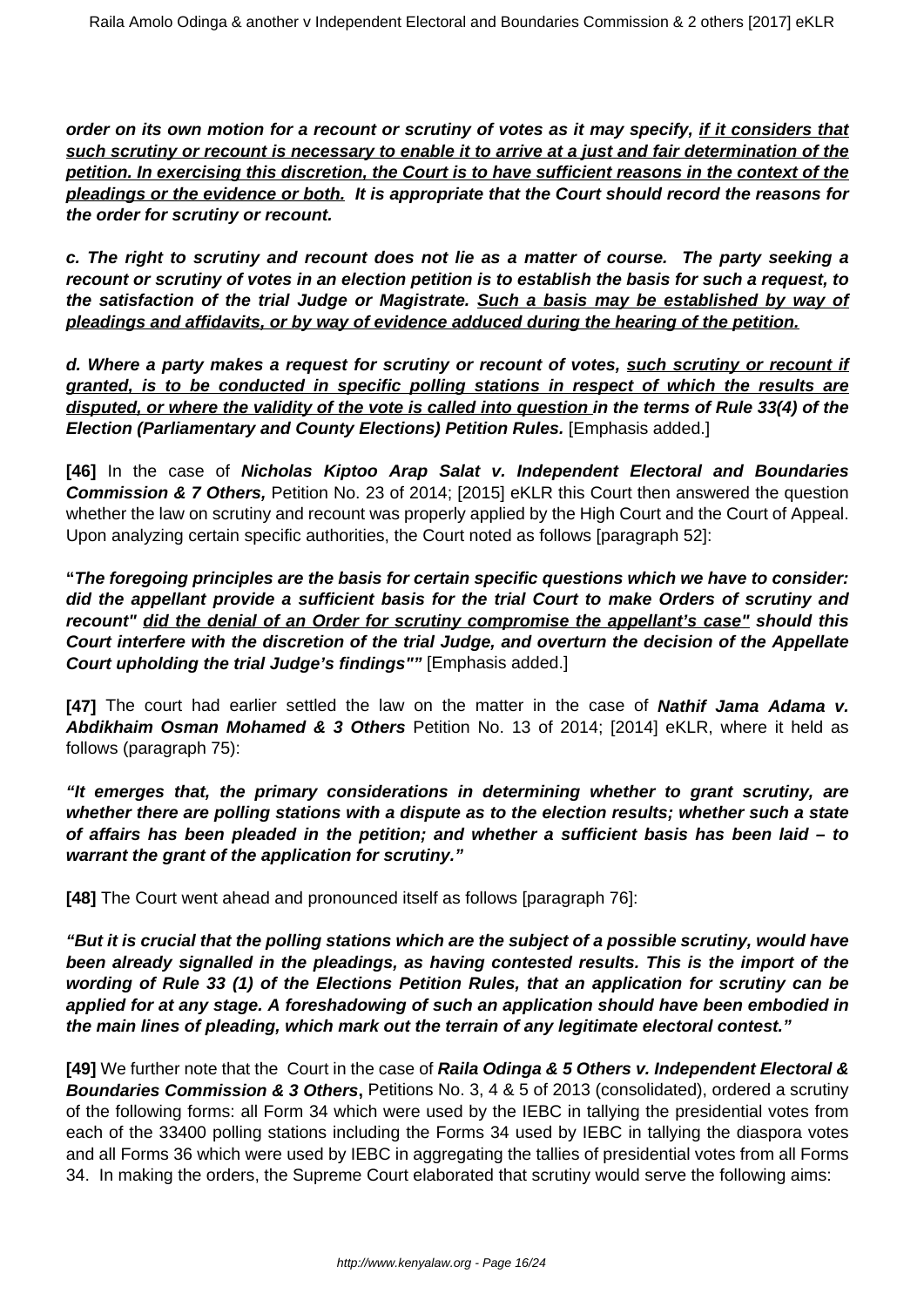***order on its own motion for a recount or scrutiny of votes as it may specify, <u>if it considers that such scrutiny or recount is necessary to enable it to arrive at a just and fair determination of the petition. In exercising this discretion, the Court is to have sufficient reasons in the context of the pleadings or the evidence or both.</u> It is appropriate that the Court should record the reasons for the order for scrutiny or recount.***

***c. The right to scrutiny and recount does not lie as a matter of course. The party seeking a recount or scrutiny of votes in an election petition is to establish the basis for such a request, to the satisfaction of the trial Judge or Magistrate. <u>Such a basis may be established by way of pleadings and affidavits, or by way of evidence adduced during the hearing of the petition.</u>***

***d. Where a party makes a request for scrutiny or recount of votes, <u>such scrutiny or recount if granted, is to be conducted in specific polling stations in respect of which the results are disputed, or where the validity of the vote is called into question</u> in the terms of Rule 33(4) of the Election (Parliamentary and County Elections) Petition Rules.*** [Emphasis added.]

**[46]** In the case of ***Nicholas Kiptoo Arap Salat v. Independent Electoral and Boundaries Commission & 7 Others,*** Petition No. 23 of 2014; [2015] eKLR this Court then answered the question whether the law on scrutiny and recount was properly applied by the High Court and the Court of Appeal. Upon analyzing certain specific authorities, the Court noted as follows [paragraph 52]:

**"*The foregoing principles are the basis for certain specific questions which we have to consider: did the appellant provide a sufficient basis for the trial Court to make Orders of scrutiny and recount" <u>did the denial of an Order for scrutiny compromise the appellant's case"</u> should this Court interfere with the discretion of the trial Judge, and overturn the decision of the Appellate Court upholding the trial Judge's findings""*** [Emphasis added.]

**[47]** The court had earlier settled the law on the matter in the case of ***Nathif Jama Adama v. Abdikhaim Osman Mohamed & 3 Others*** Petition No. 13 of 2014; [2014] eKLR, where it held as follows (paragraph 75):

***"It emerges that, the primary considerations in determining whether to grant scrutiny, are whether there are polling stations with a dispute as to the election results; whether such a state of affairs has been pleaded in the petition; and whether a sufficient basis has been laid – to warrant the grant of the application for scrutiny."***

**[48]** The Court went ahead and pronounced itself as follows [paragraph 76]:

***"But it is crucial that the polling stations which are the subject of a possible scrutiny, would have been already signalled in the pleadings, as having contested results. This is the import of the wording of Rule 33 (1) of the Elections Petition Rules, that an application for scrutiny can be applied for at any stage. A foreshadowing of such an application should have been embodied in the main lines of pleading, which mark out the terrain of any legitimate electoral contest."***

**[49]** We further note that the Court in the case of ***Raila Odinga & 5 Others v. Independent Electoral & Boundaries Commission & 3 Others*****,** Petitions No. 3, 4 & 5 of 2013 (consolidated), ordered a scrutiny of the following forms: all Form 34 which were used by the IEBC in tallying the presidential votes from each of the 33400 polling stations including the Forms 34 used by IEBC in tallying the diaspora votes and all Forms 36 which were used by IEBC in aggregating the tallies of presidential votes from all Forms 34. In making the orders, the Supreme Court elaborated that scrutiny would serve the following aims: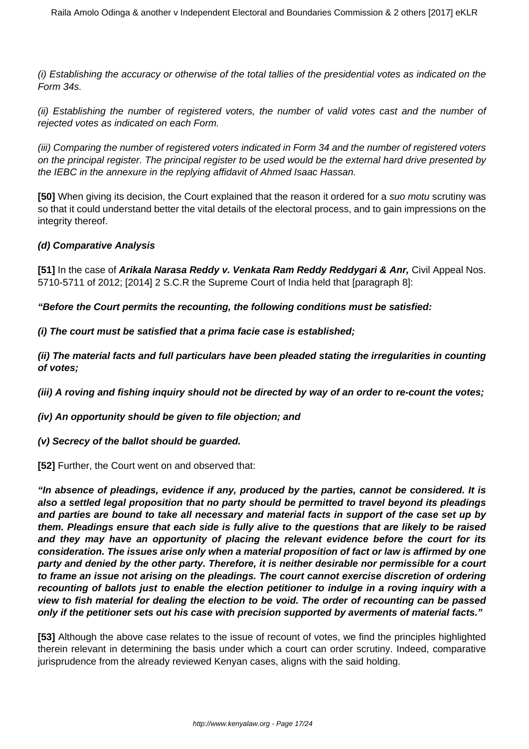*(i) Establishing the accuracy or otherwise of the total tallies of the presidential votes as indicated on the Form 34s.*

*(ii) Establishing the number of registered voters, the number of valid votes cast and the number of rejected votes as indicated on each Form.*

*(iii) Comparing the number of registered voters indicated in Form 34 and the number of registered voters on the principal register. The principal register to be used would be the external hard drive presented by the IEBC in the annexure in the replying affidavit of Ahmed Isaac Hassan.*

**[50]** When giving its decision, the Court explained that the reason it ordered for a *suo motu* scrutiny was so that it could understand better the vital details of the electoral process, and to gain impressions on the integrity thereof.

**(d) Comparative Analysis**

**[51]** In the case of ***Arikala Narasa Reddy v. Venkata Ram Reddy Reddygari & Anr,*** Civil Appeal Nos. 5710-5711 of 2012; [2014] 2 S.C.R the Supreme Court of India held that [paragraph 8]:

***"Before the Court permits the recounting, the following conditions must be satisfied:***

***(i) The court must be satisfied that a prima facie case is established;***

***(ii) The material facts and full particulars have been pleaded stating the irregularities in counting of votes;***

***(iii) A roving and fishing inquiry should not be directed by way of an order to re-count the votes;***

***(iv) An opportunity should be given to file objection; and***

***(v) Secrecy of the ballot should be guarded.***

**[52]** Further, the Court went on and observed that:

***"In absence of pleadings, evidence if any, produced by the parties, cannot be considered. It is also a settled legal proposition that no party should be permitted to travel beyond its pleadings and parties are bound to take all necessary and material facts in support of the case set up by them. Pleadings ensure that each side is fully alive to the questions that are likely to be raised and they may have an opportunity of placing the relevant evidence before the court for its consideration. The issues arise only when a material proposition of fact or law is affirmed by one party and denied by the other party. Therefore, it is neither desirable nor permissible for a court to frame an issue not arising on the pleadings. The court cannot exercise discretion of ordering recounting of ballots just to enable the election petitioner to indulge in a roving inquiry with a view to fish material for dealing the election to be void. The order of recounting can be passed only if the petitioner sets out his case with precision supported by averments of material facts."***

**[53]** Although the above case relates to the issue of recount of votes, we find the principles highlighted therein relevant in determining the basis under which a court can order scrutiny. Indeed, comparative jurisprudence from the already reviewed Kenyan cases, aligns with the said holding.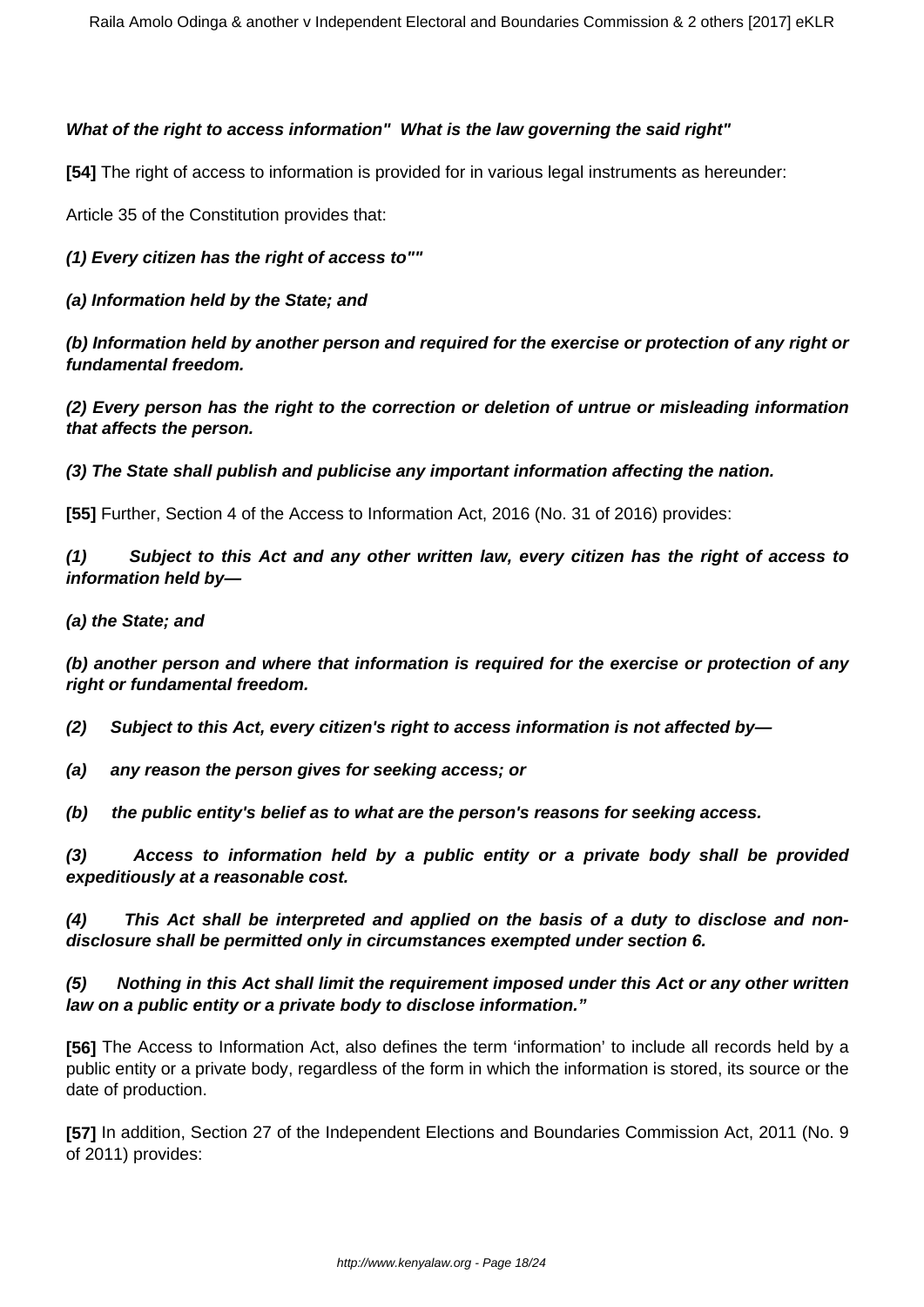**What of the right to access information" What is the law governing the said right"**

**[54]** The right of access to information is provided for in various legal instruments as hereunder:

Article 35 of the Constitution provides that:

**(1) Every citizen has the right of access to""**

**(a) Information held by the State; and**

**(b) Information held by another person and required for the exercise or protection of any right or fundamental freedom.**

**(2) Every person has the right to the correction or deletion of untrue or misleading information that affects the person.**

**(3) The State shall publish and publicise any important information affecting the nation.**

**[55]** Further, Section 4 of the Access to Information Act, 2016 (No. 31 of 2016) provides:

**(1) Subject to this Act and any other written law, every citizen has the right of access to information held by—**

**(a) the State; and**

**(b) another person and where that information is required for the exercise or protection of any right or fundamental freedom.**

**(2) Subject to this Act, every citizen's right to access information is not affected by—**

**(a) any reason the person gives for seeking access; or**

**(b) the public entity's belief as to what are the person's reasons for seeking access.**

**(3) Access to information held by a public entity or a private body shall be provided expeditiously at a reasonable cost.**

**(4) This Act shall be interpreted and applied on the basis of a duty to disclose and non-disclosure shall be permitted only in circumstances exempted under section 6.**

**(5) Nothing in this Act shall limit the requirement imposed under this Act or any other written law on a public entity or a private body to disclose information."**

**[56]** The Access to Information Act, also defines the term 'information' to include all records held by a public entity or a private body, regardless of the form in which the information is stored, its source or the date of production.

**[57]** In addition, Section 27 of the Independent Elections and Boundaries Commission Act, 2011 (No. 9 of 2011) provides: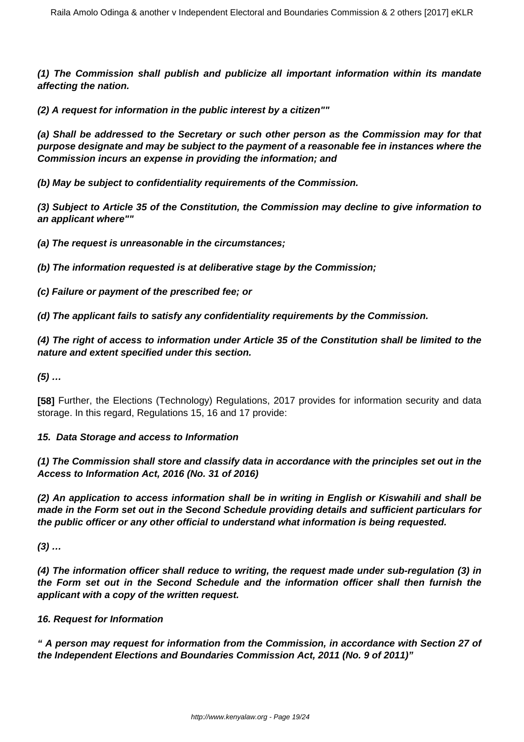**(1) The Commission shall publish and publicize all important information within its mandate affecting the nation.**

**(2) A request for information in the public interest by a citizen""**

**(a) Shall be addressed to the Secretary or such other person as the Commission may for that purpose designate and may be subject to the payment of a reasonable fee in instances where the Commission incurs an expense in providing the information; and**

**(b) May be subject to confidentiality requirements of the Commission.**

**(3) Subject to Article 35 of the Constitution, the Commission may decline to give information to an applicant where""**

**(a) The request is unreasonable in the circumstances;**

**(b) The information requested is at deliberative stage by the Commission;**

**(c) Failure or payment of the prescribed fee; or**

**(d) The applicant fails to satisfy any confidentiality requirements by the Commission.**

**(4) The right of access to information under Article 35 of the Constitution shall be limited to the nature and extent specified under this section.**

**(5) …**

**[58]** Further, the Elections (Technology) Regulations, 2017 provides for information security and data storage. In this regard, Regulations 15, 16 and 17 provide:

**15. Data Storage and access to Information**

**(1) The Commission shall store and classify data in accordance with the principles set out in the Access to Information Act, 2016 (No. 31 of 2016)**

**(2) An application to access information shall be in writing in English or Kiswahili and shall be made in the Form set out in the Second Schedule providing details and sufficient particulars for the public officer or any other official to understand what information is being requested.**

**(3) …**

**(4) The information officer shall reduce to writing, the request made under sub-regulation (3) in the Form set out in the Second Schedule and the information officer shall then furnish the applicant with a copy of the written request.**

**16. Request for Information**

**" A person may request for information from the Commission, in accordance with Section 27 of the Independent Elections and Boundaries Commission Act, 2011 (No. 9 of 2011)"**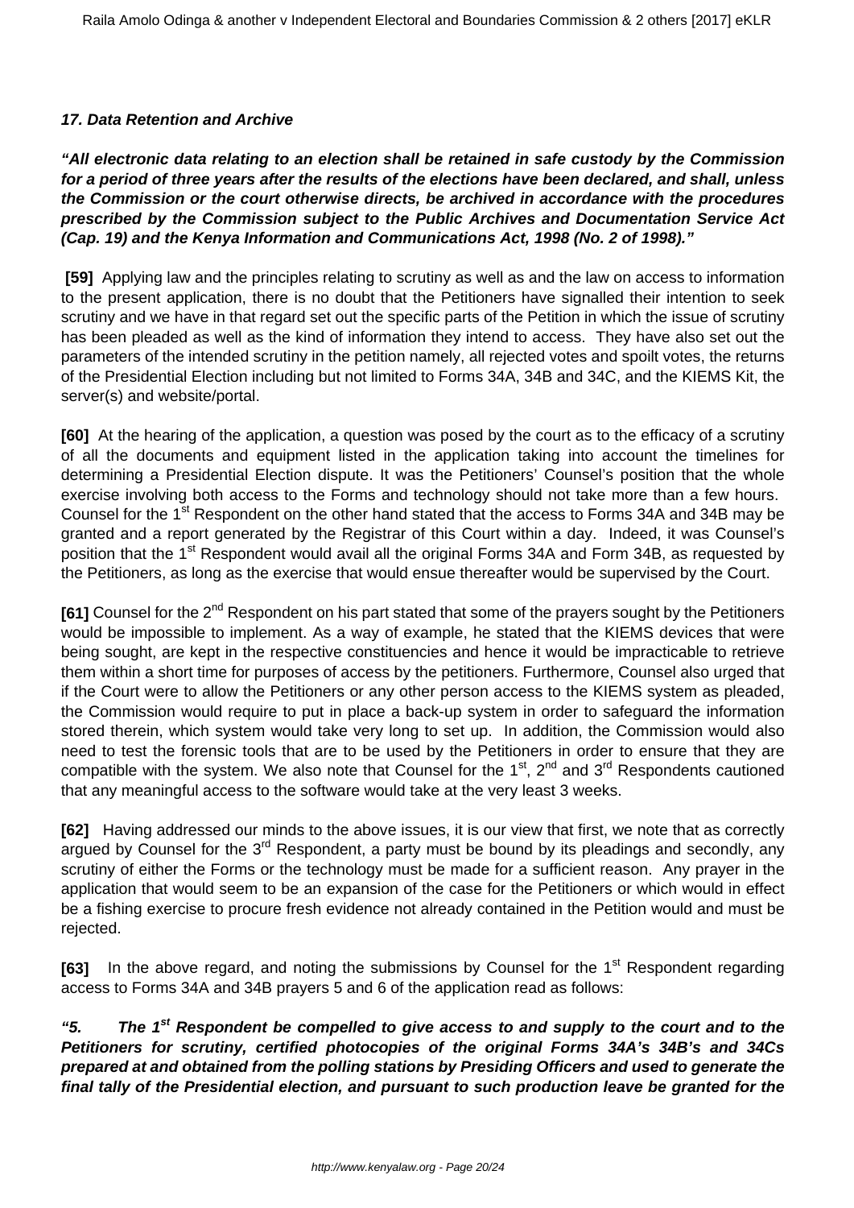***17. Data Retention and Archive***

***"All electronic data relating to an election shall be retained in safe custody by the Commission for a period of three years after the results of the elections have been declared, and shall, unless the Commission or the court otherwise directs, be archived in accordance with the procedures prescribed by the Commission subject to the Public Archives and Documentation Service Act (Cap. 19) and the Kenya Information and Communications Act, 1998 (No. 2 of 1998)."***

**[59]** Applying law and the principles relating to scrutiny as well as and the law on access to information to the present application, there is no doubt that the Petitioners have signalled their intention to seek scrutiny and we have in that regard set out the specific parts of the Petition in which the issue of scrutiny has been pleaded as well as the kind of information they intend to access. They have also set out the parameters of the intended scrutiny in the petition namely, all rejected votes and spoilt votes, the returns of the Presidential Election including but not limited to Forms 34A, 34B and 34C, and the KIEMS Kit, the server(s) and website/portal.

**[60]** At the hearing of the application, a question was posed by the court as to the efficacy of a scrutiny of all the documents and equipment listed in the application taking into account the timelines for determining a Presidential Election dispute. It was the Petitioners' Counsel's position that the whole exercise involving both access to the Forms and technology should not take more than a few hours. Counsel for the 1st Respondent on the other hand stated that the access to Forms 34A and 34B may be granted and a report generated by the Registrar of this Court within a day. Indeed, it was Counsel's position that the 1st Respondent would avail all the original Forms 34A and Form 34B, as requested by the Petitioners, as long as the exercise that would ensue thereafter would be supervised by the Court.

**[61]** Counsel for the 2nd Respondent on his part stated that some of the prayers sought by the Petitioners would be impossible to implement. As a way of example, he stated that the KIEMS devices that were being sought, are kept in the respective constituencies and hence it would be impracticable to retrieve them within a short time for purposes of access by the petitioners. Furthermore, Counsel also urged that if the Court were to allow the Petitioners or any other person access to the KIEMS system as pleaded, the Commission would require to put in place a back-up system in order to safeguard the information stored therein, which system would take very long to set up. In addition, the Commission would also need to test the forensic tools that are to be used by the Petitioners in order to ensure that they are compatible with the system. We also note that Counsel for the 1st, 2nd and 3rd Respondents cautioned that any meaningful access to the software would take at the very least 3 weeks.

**[62]** Having addressed our minds to the above issues, it is our view that first, we note that as correctly argued by Counsel for the 3rd Respondent, a party must be bound by its pleadings and secondly, any scrutiny of either the Forms or the technology must be made for a sufficient reason. Any prayer in the application that would seem to be an expansion of the case for the Petitioners or which would in effect be a fishing exercise to procure fresh evidence not already contained in the Petition would and must be rejected.

**[63]** In the above regard, and noting the submissions by Counsel for the 1st Respondent regarding access to Forms 34A and 34B prayers 5 and 6 of the application read as follows:

***"5. The 1st Respondent be compelled to give access to and supply to the court and to the Petitioners for scrutiny, certified photocopies of the original Forms 34A's 34B's and 34Cs prepared at and obtained from the polling stations by Presiding Officers and used to generate the final tally of the Presidential election, and pursuant to such production leave be granted for the***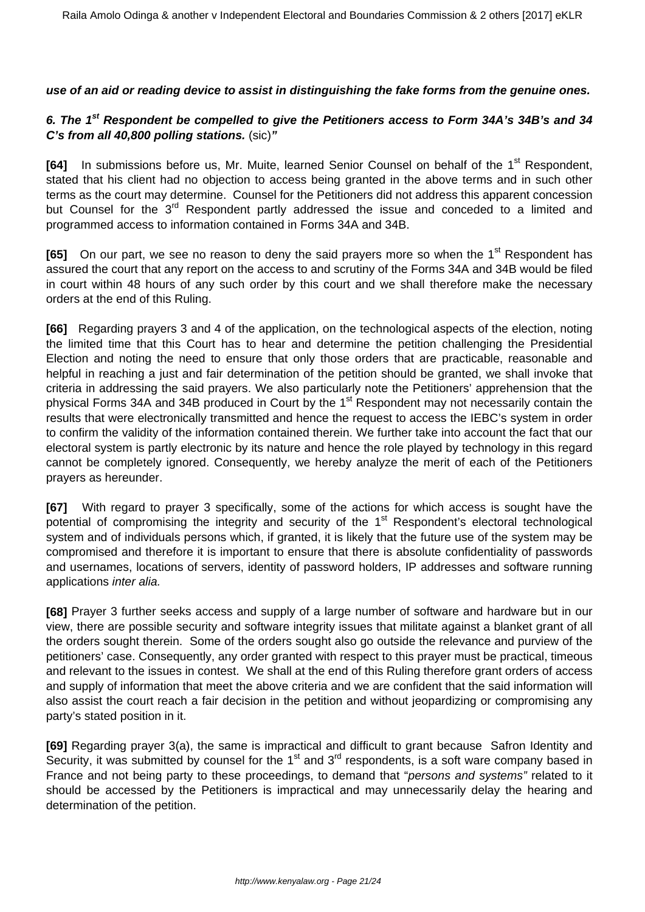**use of an aid or reading device to assist in distinguishing the fake forms from the genuine ones.**

***6. The 1st Respondent be compelled to give the Petitioners access to Form 34A's 34B's and 34 C's from all 40,800 polling stations.*** (sic)***"***

**[64]** In submissions before us, Mr. Muite, learned Senior Counsel on behalf of the 1st Respondent, stated that his client had no objection to access being granted in the above terms and in such other terms as the court may determine. Counsel for the Petitioners did not address this apparent concession but Counsel for the 3rd Respondent partly addressed the issue and conceded to a limited and programmed access to information contained in Forms 34A and 34B.

**[65]** On our part, we see no reason to deny the said prayers more so when the 1st Respondent has assured the court that any report on the access to and scrutiny of the Forms 34A and 34B would be filed in court within 48 hours of any such order by this court and we shall therefore make the necessary orders at the end of this Ruling.

**[66]** Regarding prayers 3 and 4 of the application, on the technological aspects of the election, noting the limited time that this Court has to hear and determine the petition challenging the Presidential Election and noting the need to ensure that only those orders that are practicable, reasonable and helpful in reaching a just and fair determination of the petition should be granted, we shall invoke that criteria in addressing the said prayers. We also particularly note the Petitioners' apprehension that the physical Forms 34A and 34B produced in Court by the 1st Respondent may not necessarily contain the results that were electronically transmitted and hence the request to access the IEBC's system in order to confirm the validity of the information contained therein. We further take into account the fact that our electoral system is partly electronic by its nature and hence the role played by technology in this regard cannot be completely ignored. Consequently, we hereby analyze the merit of each of the Petitioners prayers as hereunder.

**[67]** With regard to prayer 3 specifically, some of the actions for which access is sought have the potential of compromising the integrity and security of the 1st Respondent's electoral technological system and of individuals persons which, if granted, it is likely that the future use of the system may be compromised and therefore it is important to ensure that there is absolute confidentiality of passwords and usernames, locations of servers, identity of password holders, IP addresses and software running applications *inter alia.*

**[68]** Prayer 3 further seeks access and supply of a large number of software and hardware but in our view, there are possible security and software integrity issues that militate against a blanket grant of all the orders sought therein. Some of the orders sought also go outside the relevance and purview of the petitioners' case. Consequently, any order granted with respect to this prayer must be practical, timeous and relevant to the issues in contest. We shall at the end of this Ruling therefore grant orders of access and supply of information that meet the above criteria and we are confident that the said information will also assist the court reach a fair decision in the petition and without jeopardizing or compromising any party's stated position in it.

**[69]** Regarding prayer 3(a), the same is impractical and difficult to grant because Safron Identity and Security, it was submitted by counsel for the 1st and 3rd respondents, is a soft ware company based in France and not being party to these proceedings, to demand that "*persons and systems"* related to it should be accessed by the Petitioners is impractical and may unnecessarily delay the hearing and determination of the petition.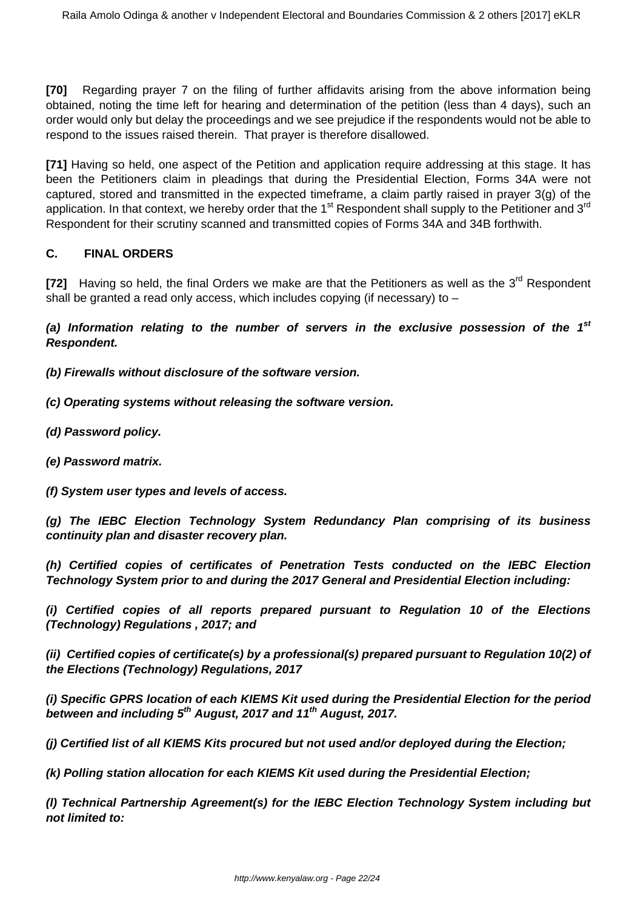**[70]** Regarding prayer 7 on the filing of further affidavits arising from the above information being obtained, noting the time left for hearing and determination of the petition (less than 4 days), such an order would only but delay the proceedings and we see prejudice if the respondents would not be able to respond to the issues raised therein. That prayer is therefore disallowed.

**[71]** Having so held, one aspect of the Petition and application require addressing at this stage. It has been the Petitioners claim in pleadings that during the Presidential Election, Forms 34A were not captured, stored and transmitted in the expected timeframe, a claim partly raised in prayer 3(g) of the application. In that context, we hereby order that the 1st Respondent shall supply to the Petitioner and 3rd Respondent for their scrutiny scanned and transmitted copies of Forms 34A and 34B forthwith.

### C. FINAL ORDERS

**[72]** Having so held, the final Orders we make are that the Petitioners as well as the 3rd Respondent shall be granted a read only access, which includes copying (if necessary) to –

***(a) Information relating to the number of servers in the exclusive possession of the 1st Respondent.***

***(b) Firewalls without disclosure of the software version.***

***(c) Operating systems without releasing the software version.***

***(d) Password policy.***

***(e) Password matrix.***

***(f) System user types and levels of access.***

***(g) The IEBC Election Technology System Redundancy Plan comprising of its business continuity plan and disaster recovery plan.***

***(h) Certified copies of certificates of Penetration Tests conducted on the IEBC Election Technology System prior to and during the 2017 General and Presidential Election including:***

***(i) Certified copies of all reports prepared pursuant to Regulation 10 of the Elections (Technology) Regulations , 2017; and***

***(ii) Certified copies of certificate(s) by a professional(s) prepared pursuant to Regulation 10(2) of the Elections (Technology) Regulations, 2017***

***(i) Specific GPRS location of each KIEMS Kit used during the Presidential Election for the period between and including 5th August, 2017 and 11th August, 2017.***

***(j) Certified list of all KIEMS Kits procured but not used and/or deployed during the Election;***

***(k) Polling station allocation for each KIEMS Kit used during the Presidential Election;***

***(l) Technical Partnership Agreement(s) for the IEBC Election Technology System including but not limited to:***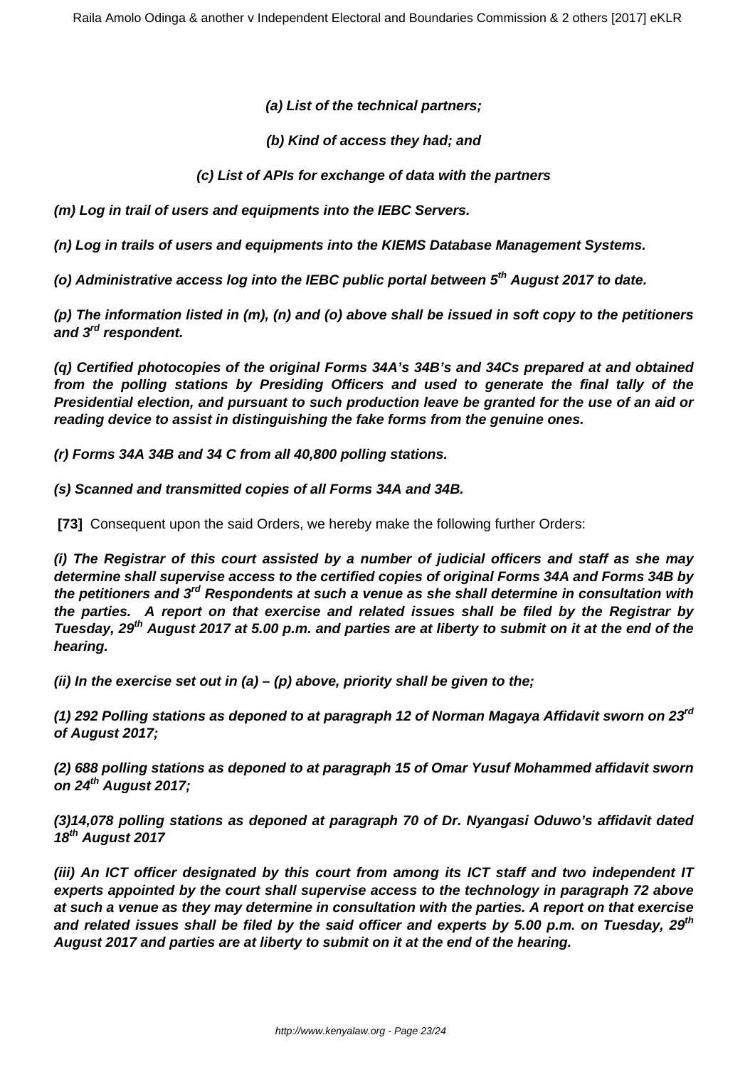**(a) List of the technical partners;**

**(b) Kind of access they had; and**

**(c) List of APIs for exchange of data with the partners**

**(m) Log in trail of users and equipments into the IEBC Servers.**

**(n) Log in trails of users and equipments into the KIEMS Database Management Systems.**

**(o) Administrative access log into the IEBC public portal between 5th August 2017 to date.**

**(p) The information listed in (m), (n) and (o) above shall be issued in soft copy to the petitioners and 3rd respondent.**

**(q) Certified photocopies of the original Forms 34A's 34B's and 34Cs prepared at and obtained from the polling stations by Presiding Officers and used to generate the final tally of the Presidential election, and pursuant to such production leave be granted for the use of an aid or reading device to assist in distinguishing the fake forms from the genuine ones.**

**(r) Forms 34A 34B and 34 C from all 40,800 polling stations.**

**(s) Scanned and transmitted copies of all Forms 34A and 34B.**

**[73]** Consequent upon the said Orders, we hereby make the following further Orders:

**(i) The Registrar of this court assisted by a number of judicial officers and staff as she may determine shall supervise access to the certified copies of original Forms 34A and Forms 34B by the petitioners and 3rd Respondents at such a venue as she shall determine in consultation with the parties. A report on that exercise and related issues shall be filed by the Registrar by Tuesday, 29th August 2017 at 5.00 p.m. and parties are at liberty to submit on it at the end of the hearing.**

**(ii) In the exercise set out in (a) – (p) above, priority shall be given to the;**

**(1) 292 Polling stations as deponed to at paragraph 12 of Norman Magaya Affidavit sworn on 23rd of August 2017;**

**(2) 688 polling stations as deponed to at paragraph 15 of Omar Yusuf Mohammed affidavit sworn on 24th August 2017;**

**(3)14,078 polling stations as deponed at paragraph 70 of Dr. Nyangasi Oduwo's affidavit dated 18th August 2017**

**(iii) An ICT officer designated by this court from among its ICT staff and two independent IT experts appointed by the court shall supervise access to the technology in paragraph 72 above at such a venue as they may determine in consultation with the parties. A report on that exercise and related issues shall be filed by the said officer and experts by 5.00 p.m. on Tuesday, 29th August 2017 and parties are at liberty to submit on it at the end of the hearing.**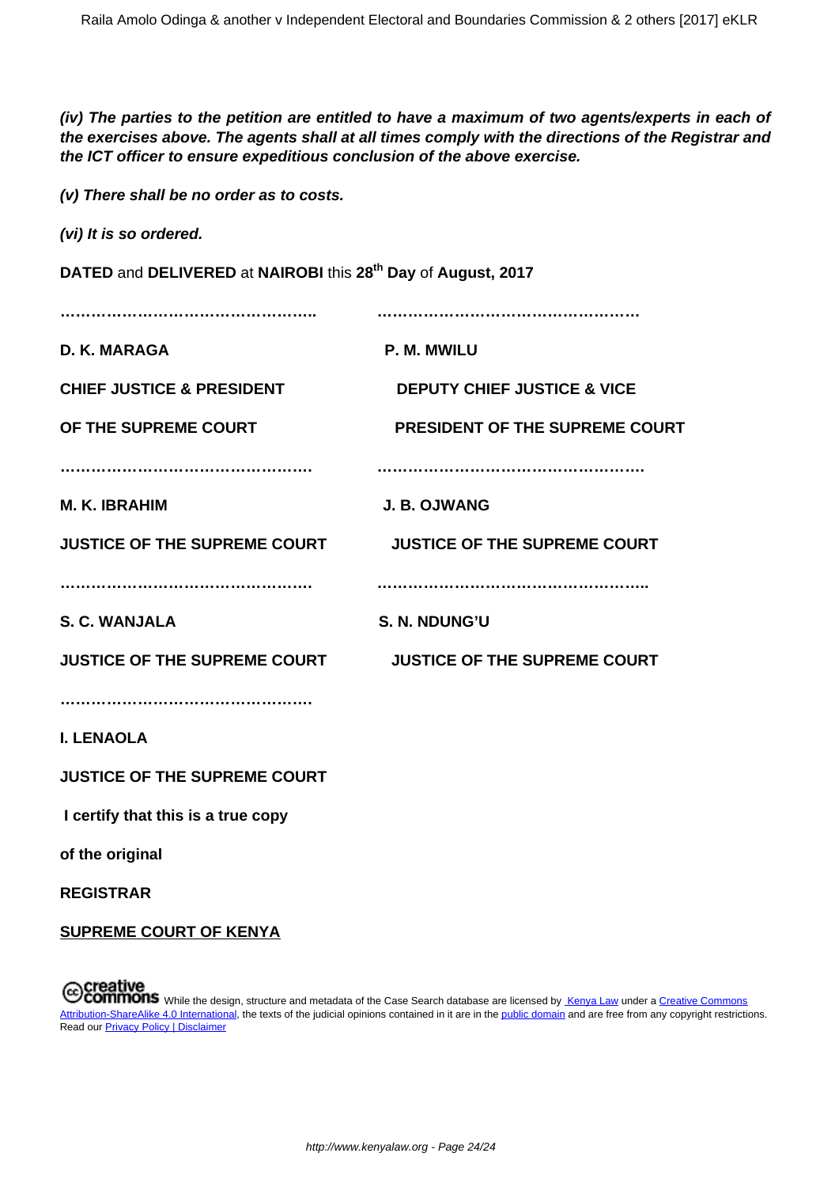***(iv) The parties to the petition are entitled to have a maximum of two agents/experts in each of the exercises above. The agents shall at all times comply with the directions of the Registrar and the ICT officer to ensure expeditious conclusion of the above exercise.***

***(v) There shall be no order as to costs.***

***(vi) It is so ordered.***

**DATED** and **DELIVERED** at **NAIROBI** this **28th Day** of **August, 2017**

……………………………………….. ……………………………………………

**D. K. MARAGA**

**CHIEF JUSTICE & PRESIDENT**

**OF THE SUPREME COURT**

**P. M. MWILU**

**DEPUTY CHIEF JUSTICE & VICE**

**PRESIDENT OF THE SUPREME COURT**

…………………………………………. …………………………………………….

**M. K. IBRAHIM**

**JUSTICE OF THE SUPREME COURT**

**J. B. OJWANG**

**JUSTICE OF THE SUPREME COURT**

…………………………………………. ……………………………………………..

**S. C. WANJALA**

**JUSTICE OF THE SUPREME COURT**

**S. N. NDUNG'U**

**JUSTICE OF THE SUPREME COURT**

………………………………………….

**I. LENAOLA**

**JUSTICE OF THE SUPREME COURT**

**I certify that this is a true copy**

**of the original**

**REGISTRAR**

**SUPREME COURT OF KENYA**

While the design, structure and metadata of the Case Search database are licensed by Kenya Law under a Creative Commons Attribution-ShareAlike 4.0 International, the texts of the judicial opinions contained in it are in the public domain and are free from any copyright restrictions. Read our Privacy Policy | Disclaimer